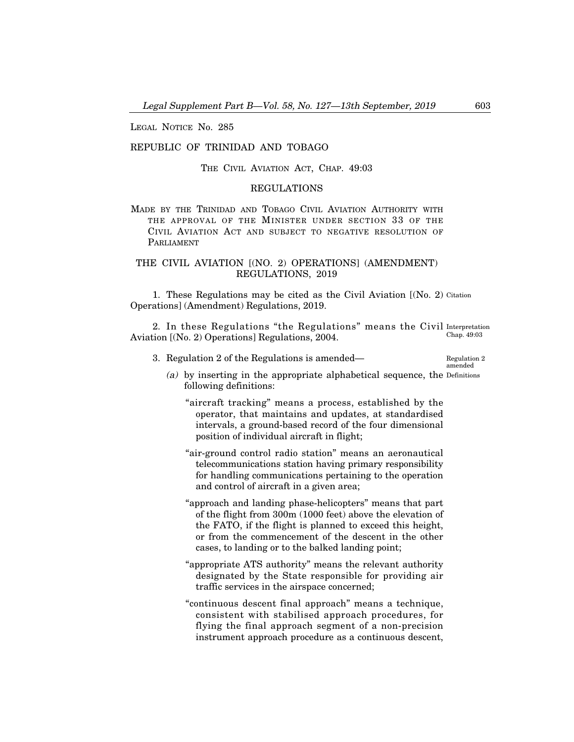LEGAL NOTICE No. 285

REPUBLIC OF TRINIDAD AND TOBAGO

THE CIVIL AVIATION ACT, CHAP. 49:03

REGULATIONS

MADE BY THE TRINIDAD AND TOBAGO CIVIL AVIATION AUTHORITY WITH THE APPROVAL OF THE MINISTER UNDER SECTION 33 OF THE CIVIL AVIATION ACT AND SUBJECT TO NEGATIVE RESOLUTION OF PARLIAMENT

# THE CIVIL AVIATION [(NO. 2) OPERATIONS] (AMENDMENT) REGULATIONS, 2019

Citation

1. These Regulations may be cited as the Civil Aviation [(No. 2) Operations] (Amendment) Regulations, 2019.

Interpretation
Chap. 49:03

2. In these Regulations "the Regulations" means the Civil Aviation [(No. 2) Operations] Regulations, 2004.

Regulation 2 amended

3. Regulation 2 of the Regulations is amended—

Definitions

*(a)* by inserting in the appropriate alphabetical sequence, the following definitions:

"aircraft tracking" means a process, established by the operator, that maintains and updates, at standardised intervals, a ground-based record of the four dimensional position of individual aircraft in flight;

"air-ground control radio station" means an aeronautical telecommunications station having primary responsibility for handling communications pertaining to the operation and control of aircraft in a given area;

"approach and landing phase-helicopters" means that part of the flight from 300m (1000 feet) above the elevation of the FATO, if the flight is planned to exceed this height, or from the commencement of the descent in the other cases, to landing or to the balked landing point;

"appropriate ATS authority" means the relevant authority designated by the State responsible for providing air traffic services in the airspace concerned;

"continuous descent final approach" means a technique, consistent with stabilised approach procedures, for flying the final approach segment of a non-precision instrument approach procedure as a continuous descent,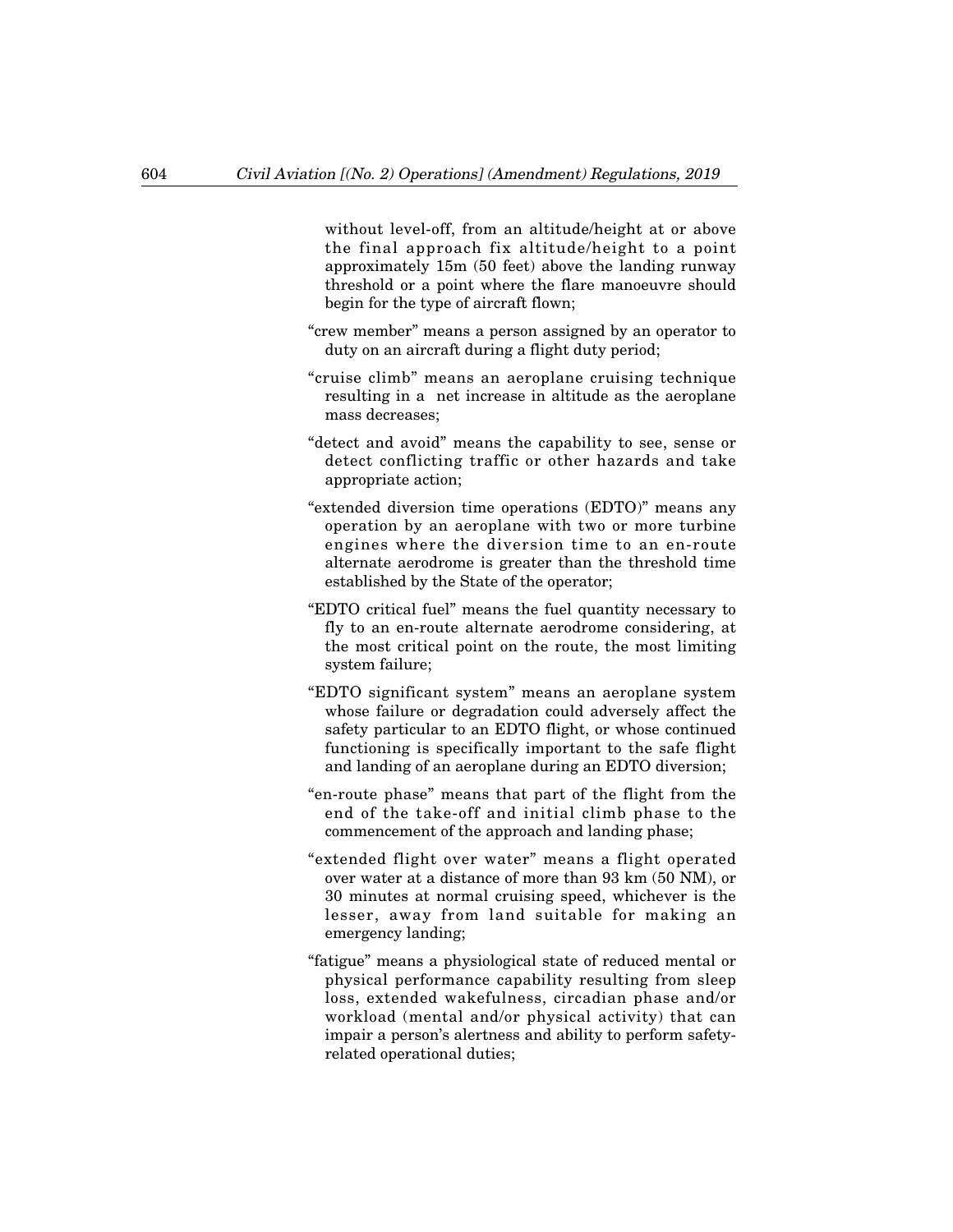without level-off, from an altitude/height at or above the final approach fix altitude/height to a point approximately 15m (50 feet) above the landing runway threshold or a point where the flare manoeuvre should begin for the type of aircraft flown;

"crew member" means a person assigned by an operator to duty on an aircraft during a flight duty period;

"cruise climb" means an aeroplane cruising technique resulting in a net increase in altitude as the aeroplane mass decreases;

"detect and avoid" means the capability to see, sense or detect conflicting traffic or other hazards and take appropriate action;

"extended diversion time operations (EDTO)" means any operation by an aeroplane with two or more turbine engines where the diversion time to an en-route alternate aerodrome is greater than the threshold time established by the State of the operator;

"EDTO critical fuel" means the fuel quantity necessary to fly to an en-route alternate aerodrome considering, at the most critical point on the route, the most limiting system failure;

"EDTO significant system" means an aeroplane system whose failure or degradation could adversely affect the safety particular to an EDTO flight, or whose continued functioning is specifically important to the safe flight and landing of an aeroplane during an EDTO diversion;

"en-route phase" means that part of the flight from the end of the take-off and initial climb phase to the commencement of the approach and landing phase;

"extended flight over water" means a flight operated over water at a distance of more than 93 km (50 NM), or 30 minutes at normal cruising speed, whichever is the lesser, away from land suitable for making an emergency landing;

"fatigue" means a physiological state of reduced mental or physical performance capability resulting from sleep loss, extended wakefulness, circadian phase and/or workload (mental and/or physical activity) that can impair a person's alertness and ability to perform safety-related operational duties;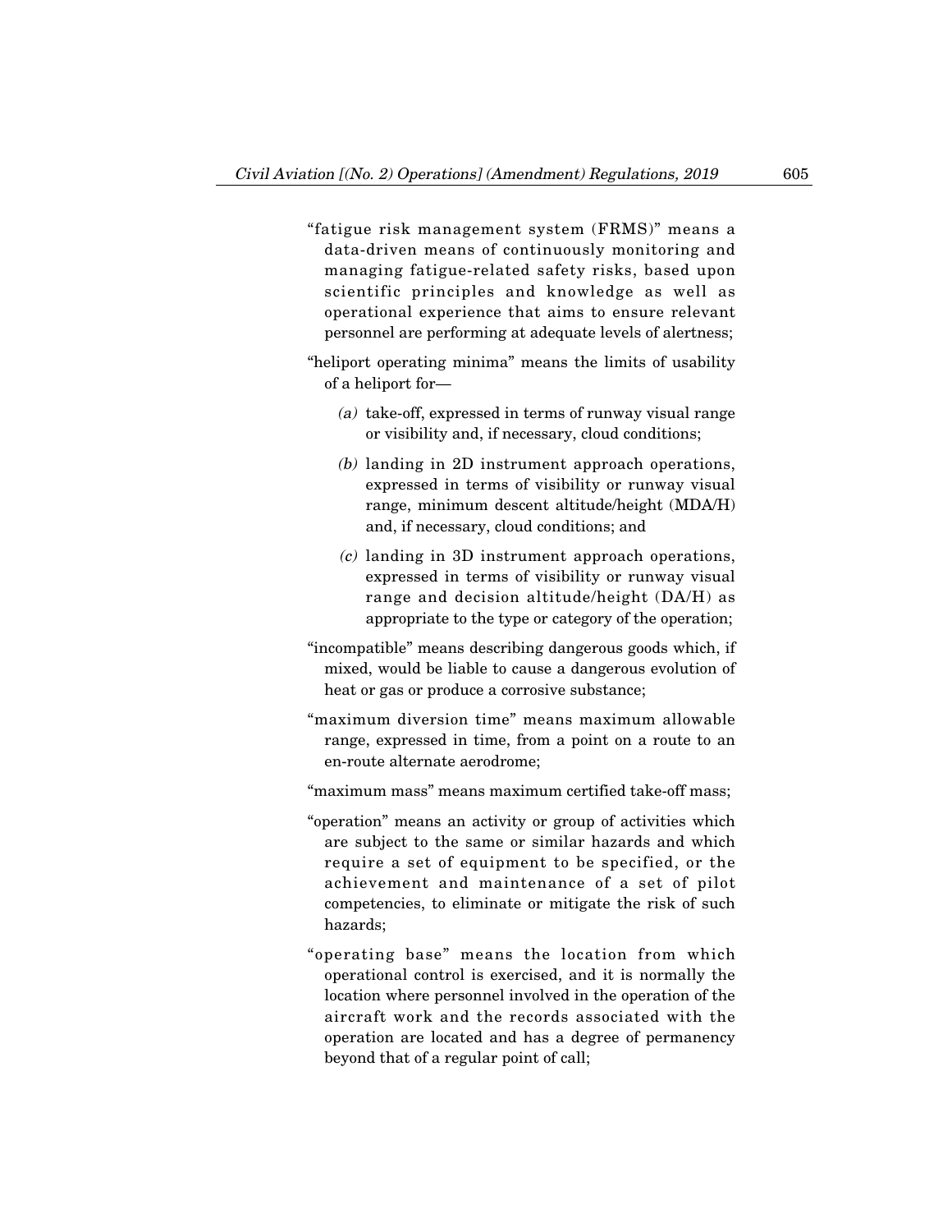"fatigue risk management system (FRMS)" means a data-driven means of continuously monitoring and managing fatigue-related safety risks, based upon scientific principles and knowledge as well as operational experience that aims to ensure relevant personnel are performing at adequate levels of alertness;

"heliport operating minima" means the limits of usability of a heliport for—

*(a)* take-off, expressed in terms of runway visual range or visibility and, if necessary, cloud conditions;

*(b)* landing in 2D instrument approach operations, expressed in terms of visibility or runway visual range, minimum descent altitude/height (MDA/H) and, if necessary, cloud conditions; and

*(c)* landing in 3D instrument approach operations, expressed in terms of visibility or runway visual range and decision altitude/height (DA/H) as appropriate to the type or category of the operation;

"incompatible" means describing dangerous goods which, if mixed, would be liable to cause a dangerous evolution of heat or gas or produce a corrosive substance;

"maximum diversion time" means maximum allowable range, expressed in time, from a point on a route to an en-route alternate aerodrome;

"maximum mass" means maximum certified take-off mass;

"operation" means an activity or group of activities which are subject to the same or similar hazards and which require a set of equipment to be specified, or the achievement and maintenance of a set of pilot competencies, to eliminate or mitigate the risk of such hazards;

"operating base" means the location from which operational control is exercised, and it is normally the location where personnel involved in the operation of the aircraft work and the records associated with the operation are located and has a degree of permanency beyond that of a regular point of call;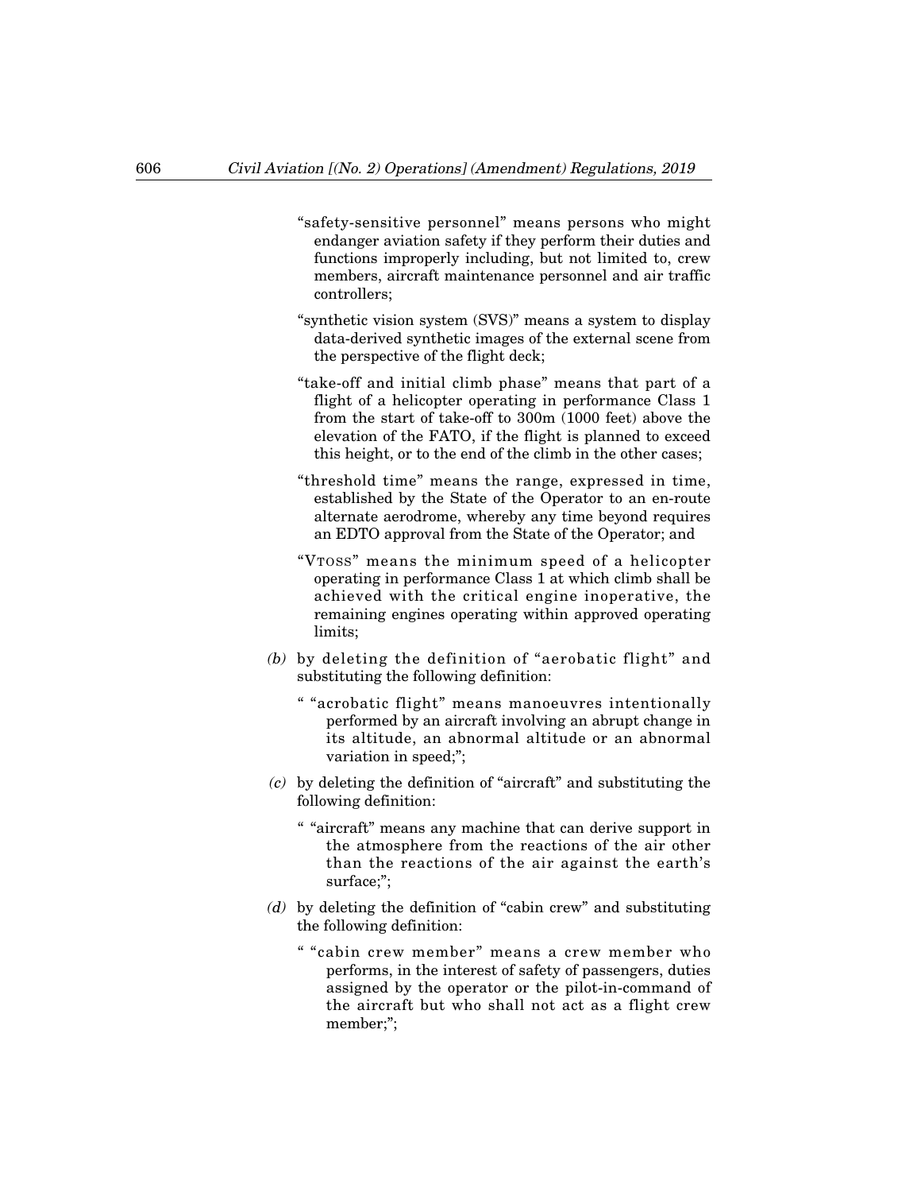"safety-sensitive personnel" means persons who might endanger aviation safety if they perform their duties and functions improperly including, but not limited to, crew members, aircraft maintenance personnel and air traffic controllers;

"synthetic vision system (SVS)" means a system to display data-derived synthetic images of the external scene from the perspective of the flight deck;

"take-off and initial climb phase" means that part of a flight of a helicopter operating in performance Class 1 from the start of take-off to 300m (1000 feet) above the elevation of the FATO, if the flight is planned to exceed this height, or to the end of the climb in the other cases;

"threshold time" means the range, expressed in time, established by the State of the Operator to an en-route alternate aerodrome, whereby any time beyond requires an EDTO approval from the State of the Operator; and

"VTOSS" means the minimum speed of a helicopter operating in performance Class 1 at which climb shall be achieved with the critical engine inoperative, the remaining engines operating within approved operating limits;

*(b)* by deleting the definition of "aerobatic flight" and substituting the following definition:

" "acrobatic flight" means manoeuvres intentionally performed by an aircraft involving an abrupt change in its altitude, an abnormal altitude or an abnormal variation in speed;";

*(c)* by deleting the definition of "aircraft" and substituting the following definition:

" "aircraft" means any machine that can derive support in the atmosphere from the reactions of the air other than the reactions of the air against the earth's surface;";

*(d)* by deleting the definition of "cabin crew" and substituting the following definition:

" "cabin crew member" means a crew member who performs, in the interest of safety of passengers, duties assigned by the operator or the pilot-in-command of the aircraft but who shall not act as a flight crew member;";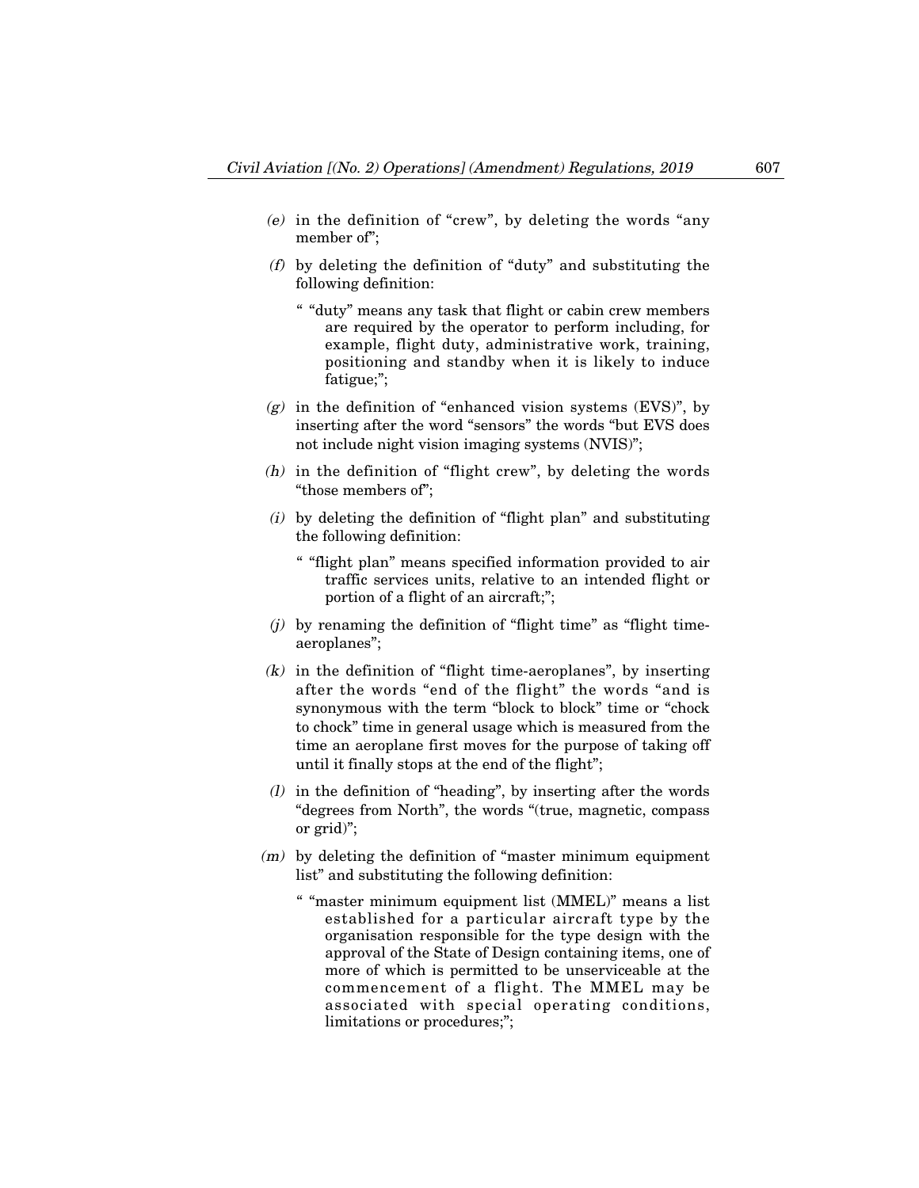*(e)* in the definition of "crew", by deleting the words "any member of";

*(f)* by deleting the definition of "duty" and substituting the following definition:

" "duty" means any task that flight or cabin crew members are required by the operator to perform including, for example, flight duty, administrative work, training, positioning and standby when it is likely to induce fatigue;";

*(g)* in the definition of "enhanced vision systems (EVS)", by inserting after the word "sensors" the words "but EVS does not include night vision imaging systems (NVIS)";

*(h)* in the definition of "flight crew", by deleting the words "those members of";

*(i)* by deleting the definition of "flight plan" and substituting the following definition:

" "flight plan" means specified information provided to air traffic services units, relative to an intended flight or portion of a flight of an aircraft;";

*(j)* by renaming the definition of "flight time" as "flight time-aeroplanes";

*(k)* in the definition of "flight time-aeroplanes", by inserting after the words "end of the flight" the words "and is synonymous with the term "block to block" time or "chock to chock" time in general usage which is measured from the time an aeroplane first moves for the purpose of taking off until it finally stops at the end of the flight";

*(l)* in the definition of "heading", by inserting after the words "degrees from North", the words "(true, magnetic, compass or grid)";

*(m)* by deleting the definition of "master minimum equipment list" and substituting the following definition:

" "master minimum equipment list (MMEL)" means a list established for a particular aircraft type by the organisation responsible for the type design with the approval of the State of Design containing items, one of more of which is permitted to be unserviceable at the commencement of a flight. The MMEL may be associated with special operating conditions, limitations or procedures;";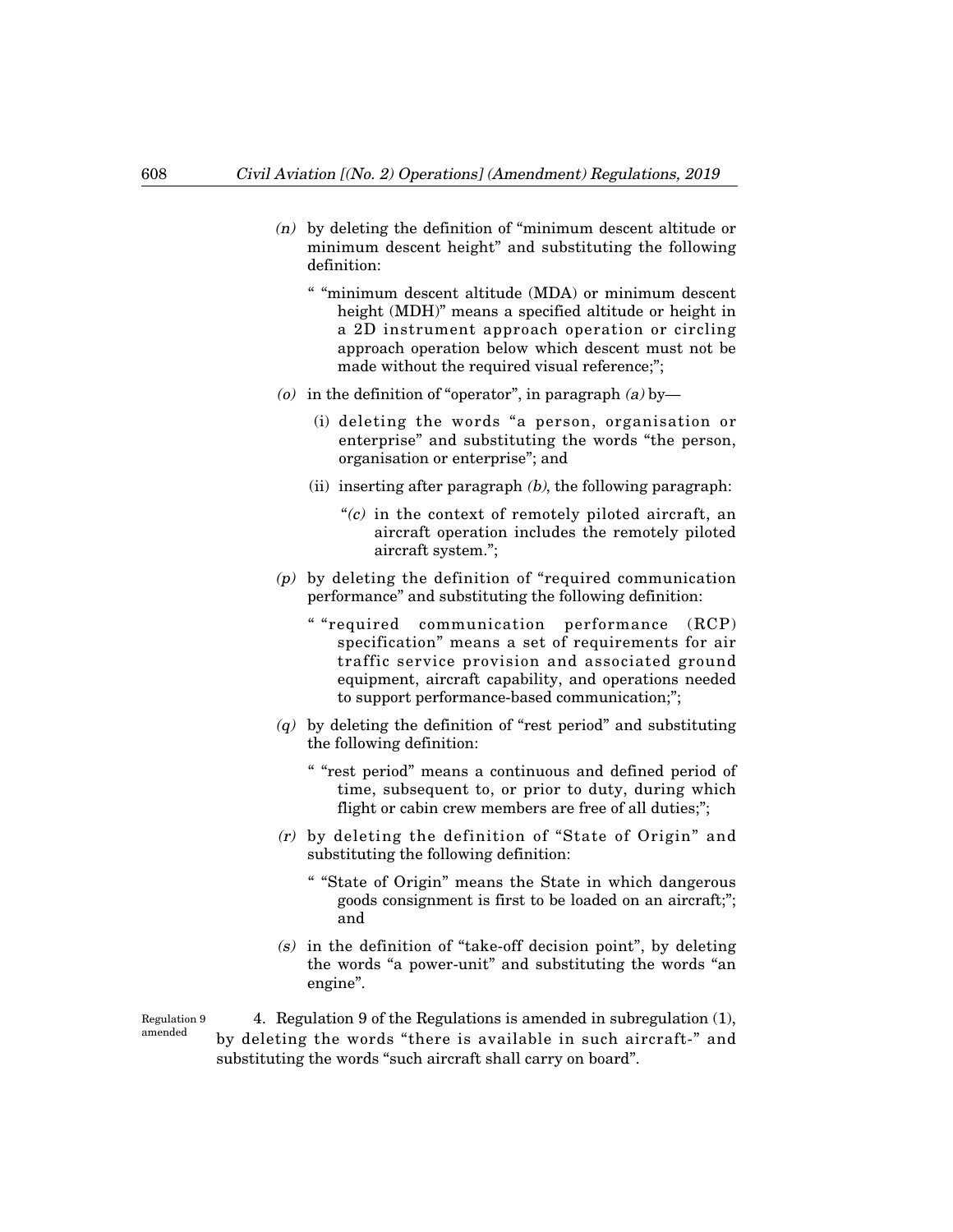*(n)* by deleting the definition of "minimum descent altitude or minimum descent height" and substituting the following definition:

" "minimum descent altitude (MDA) or minimum descent height (MDH)" means a specified altitude or height in a 2D instrument approach operation or circling approach operation below which descent must not be made without the required visual reference;";

*(o)* in the definition of "operator", in paragraph *(a)* by—

(i) deleting the words "a person, organisation or enterprise" and substituting the words "the person, organisation or enterprise"; and

(ii) inserting after paragraph *(b)*, the following paragraph:

"*(c)* in the context of remotely piloted aircraft, an aircraft operation includes the remotely piloted aircraft system.";

*(p)* by deleting the definition of "required communication performance" and substituting the following definition:

" "required communication performance (RCP) specification" means a set of requirements for air traffic service provision and associated ground equipment, aircraft capability, and operations needed to support performance-based communication;";

*(q)* by deleting the definition of "rest period" and substituting the following definition:

" "rest period" means a continuous and defined period of time, subsequent to, or prior to duty, during which flight or cabin crew members are free of all duties;";

*(r)* by deleting the definition of "State of Origin" and substituting the following definition:

" "State of Origin" means the State in which dangerous goods consignment is first to be loaded on an aircraft;"; and

*(s)* in the definition of "take-off decision point", by deleting the words "a power-unit" and substituting the words "an engine".

Regulation 9 amended

4. Regulation 9 of the Regulations is amended in subregulation (1), by deleting the words "there is available in such aircraft-" and substituting the words "such aircraft shall carry on board".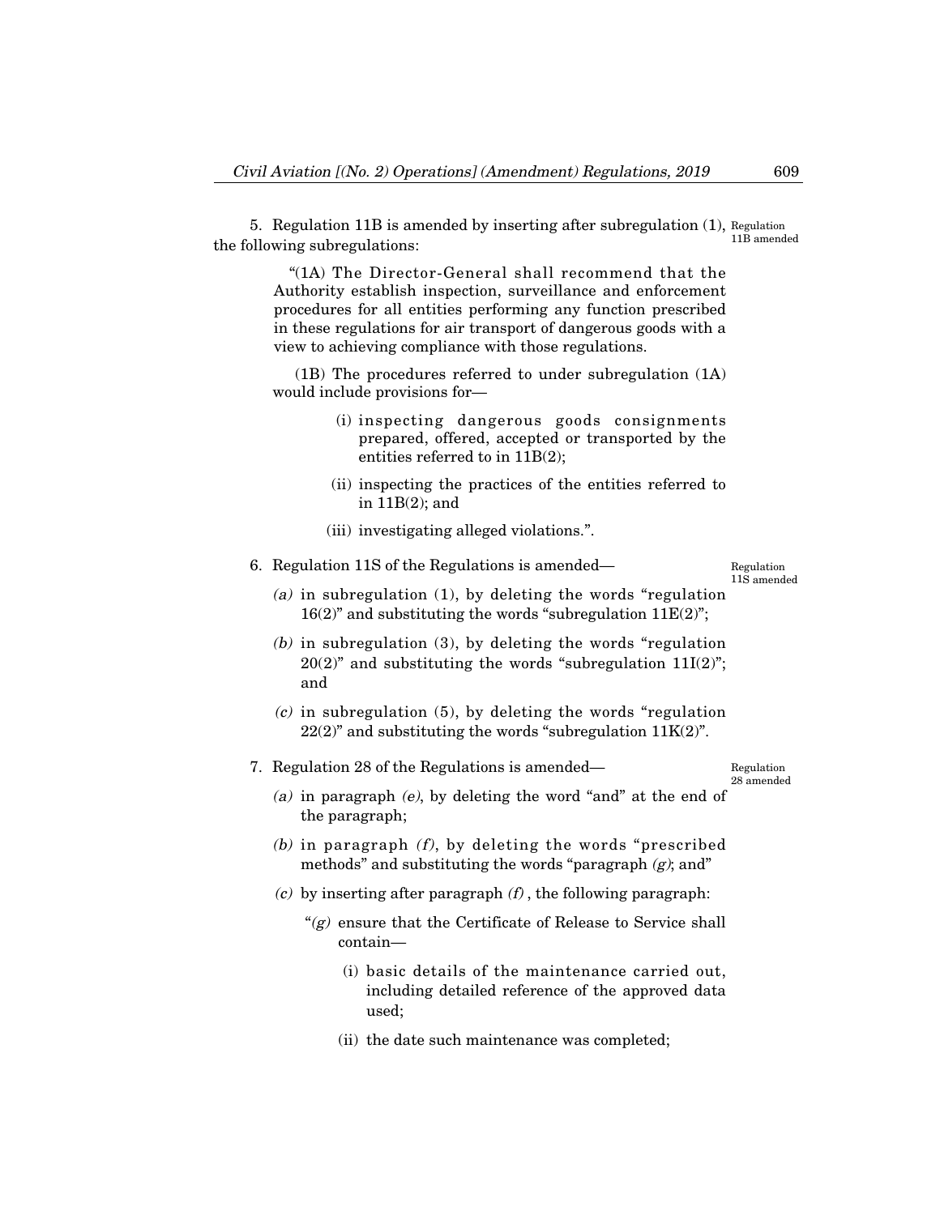5. Regulation 11B is amended by inserting after subregulation (1), the following subregulations:

Regulation 11B amended

"(1A) The Director-General shall recommend that the Authority establish inspection, surveillance and enforcement procedures for all entities performing any function prescribed in these regulations for air transport of dangerous goods with a view to achieving compliance with those regulations.

(1B) The procedures referred to under subregulation (1A) would include provisions for—

(i) inspecting dangerous goods consignments prepared, offered, accepted or transported by the entities referred to in 11B(2);

(ii) inspecting the practices of the entities referred to in 11B(2); and

(iii) investigating alleged violations.".

6. Regulation 11S of the Regulations is amended—

Regulation 11S amended

*(a)* in subregulation (1), by deleting the words "regulation 16(2)" and substituting the words "subregulation 11E(2)";

*(b)* in subregulation (3), by deleting the words "regulation 20(2)" and substituting the words "subregulation 11I(2)"; and

*(c)* in subregulation (5), by deleting the words "regulation 22(2)" and substituting the words "subregulation 11K(2)".

7. Regulation 28 of the Regulations is amended—

Regulation 28 amended

*(a)* in paragraph *(e)*, by deleting the word "and" at the end of the paragraph;

*(b)* in paragraph *(f)*, by deleting the words "prescribed methods" and substituting the words "paragraph *(g)*; and"

*(c)* by inserting after paragraph *(f)*, the following paragraph:

"*(g)* ensure that the Certificate of Release to Service shall contain—

(i) basic details of the maintenance carried out, including detailed reference of the approved data used;

(ii) the date such maintenance was completed;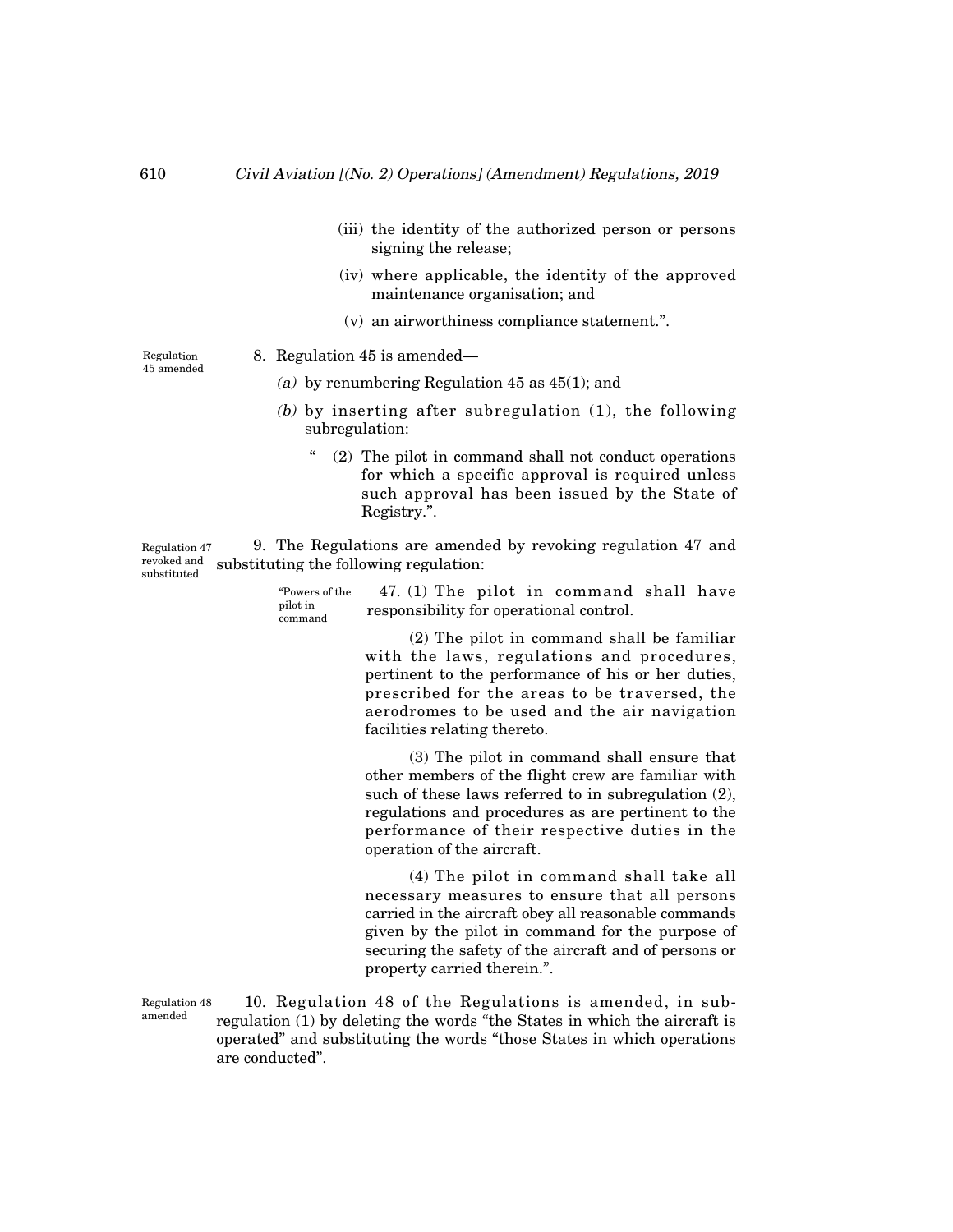(iii) the identity of the authorized person or persons signing the release;

(iv) where applicable, the identity of the approved maintenance organisation; and

(v) an airworthiness compliance statement.".

Regulation 45 amended

8. Regulation 45 is amended—

*(a)* by renumbering Regulation 45 as 45(1); and

*(b)* by inserting after subregulation (1), the following subregulation:

" (2) The pilot in command shall not conduct operations for which a specific approval is required unless such approval has been issued by the State of Registry.".

Regulation 47 revoked and substituted

9. The Regulations are amended by revoking regulation 47 and substituting the following regulation:

"Powers of the pilot in command

47. (1) The pilot in command shall have responsibility for operational control.

(2) The pilot in command shall be familiar with the laws, regulations and procedures, pertinent to the performance of his or her duties, prescribed for the areas to be traversed, the aerodromes to be used and the air navigation facilities relating thereto.

(3) The pilot in command shall ensure that other members of the flight crew are familiar with such of these laws referred to in subregulation (2), regulations and procedures as are pertinent to the performance of their respective duties in the operation of the aircraft.

(4) The pilot in command shall take all necessary measures to ensure that all persons carried in the aircraft obey all reasonable commands given by the pilot in command for the purpose of securing the safety of the aircraft and of persons or property carried therein.".

Regulation 48 amended

10. Regulation 48 of the Regulations is amended, in subregulation (1) by deleting the words "the States in which the aircraft is operated" and substituting the words "those States in which operations are conducted".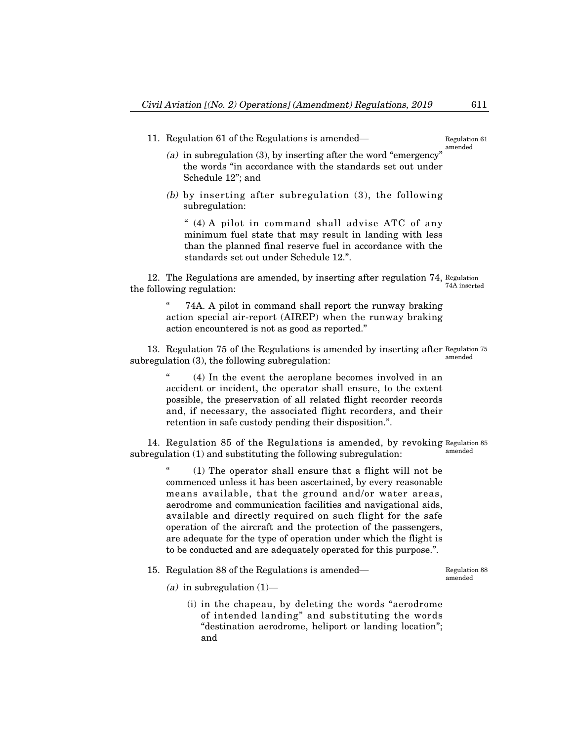11. Regulation 61 of the Regulations is amended—

Regulation 61 amended

*(a)* in subregulation (3), by inserting after the word "emergency" the words "in accordance with the standards set out under Schedule 12"; and

*(b)* by inserting after subregulation (3), the following subregulation:

" (4) A pilot in command shall advise ATC of any minimum fuel state that may result in landing with less than the planned final reserve fuel in accordance with the standards set out under Schedule 12.".

12. The Regulations are amended, by inserting after regulation 74, the following regulation:

Regulation 74A inserted

" 74A. A pilot in command shall report the runway braking action special air-report (AIREP) when the runway braking action encountered is not as good as reported."

13. Regulation 75 of the Regulations is amended by inserting after subregulation (3), the following subregulation:

Regulation 75 amended

" (4) In the event the aeroplane becomes involved in an accident or incident, the operator shall ensure, to the extent possible, the preservation of all related flight recorder records and, if necessary, the associated flight recorders, and their retention in safe custody pending their disposition.".

14. Regulation 85 of the Regulations is amended, by revoking subregulation (1) and substituting the following subregulation:

Regulation 85 amended

" (1) The operator shall ensure that a flight will not be commenced unless it has been ascertained, by every reasonable means available, that the ground and/or water areas, aerodrome and communication facilities and navigational aids, available and directly required on such flight for the safe operation of the aircraft and the protection of the passengers, are adequate for the type of operation under which the flight is to be conducted and are adequately operated for this purpose.".

15. Regulation 88 of the Regulations is amended—

Regulation 88 amended

*(a)* in subregulation (1)—

(i) in the chapeau, by deleting the words "aerodrome of intended landing" and substituting the words "destination aerodrome, heliport or landing location"; and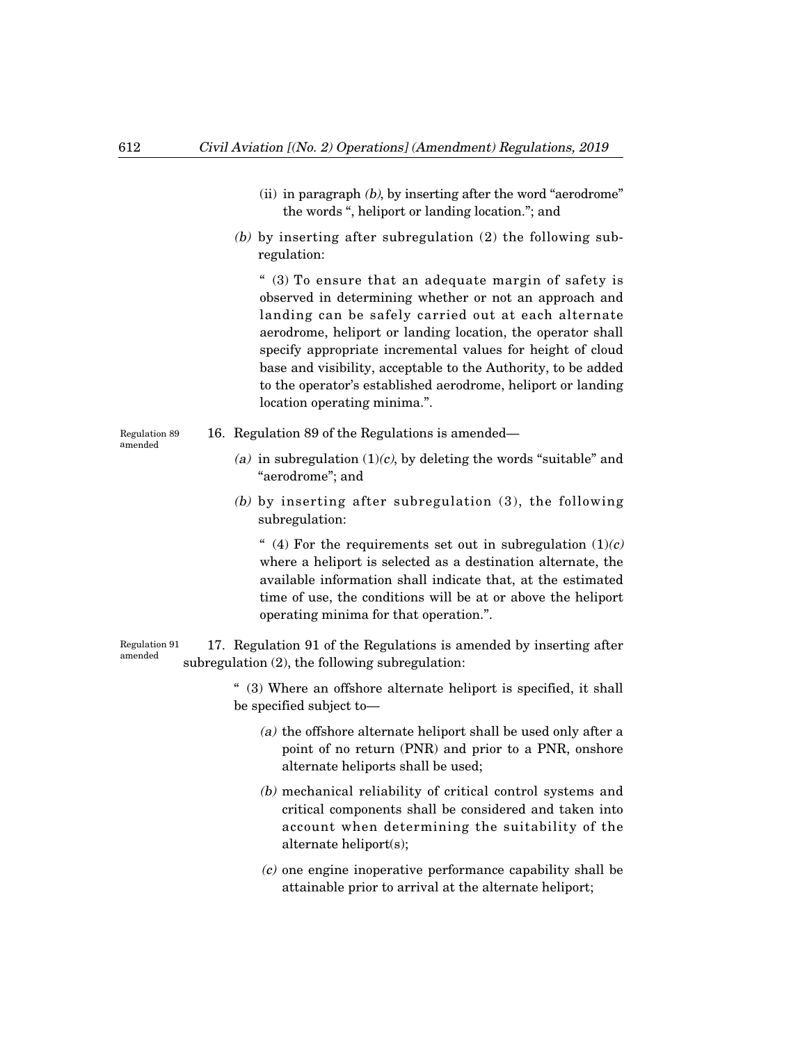(ii) in paragraph *(b)*, by inserting after the word "aerodrome" the words ", heliport or landing location."; and

*(b)* by inserting after subregulation (2) the following subregulation:

" (3) To ensure that an adequate margin of safety is observed in determining whether or not an approach and landing can be safely carried out at each alternate aerodrome, heliport or landing location, the operator shall specify appropriate incremental values for height of cloud base and visibility, acceptable to the Authority, to be added to the operator's established aerodrome, heliport or landing location operating minima.".

Regulation 89 amended

16. Regulation 89 of the Regulations is amended—

*(a)* in subregulation (1)*(c)*, by deleting the words "suitable" and "aerodrome"; and

*(b)* by inserting after subregulation (3), the following subregulation:

" (4) For the requirements set out in subregulation (1)*(c)* where a heliport is selected as a destination alternate, the available information shall indicate that, at the estimated time of use, the conditions will be at or above the heliport operating minima for that operation.".

Regulation 91 amended

17. Regulation 91 of the Regulations is amended by inserting after subregulation (2), the following subregulation:

" (3) Where an offshore alternate heliport is specified, it shall be specified subject to—

*(a)* the offshore alternate heliport shall be used only after a point of no return (PNR) and prior to a PNR, onshore alternate heliports shall be used;

*(b)* mechanical reliability of critical control systems and critical components shall be considered and taken into account when determining the suitability of the alternate heliport(s);

*(c)* one engine inoperative performance capability shall be attainable prior to arrival at the alternate heliport;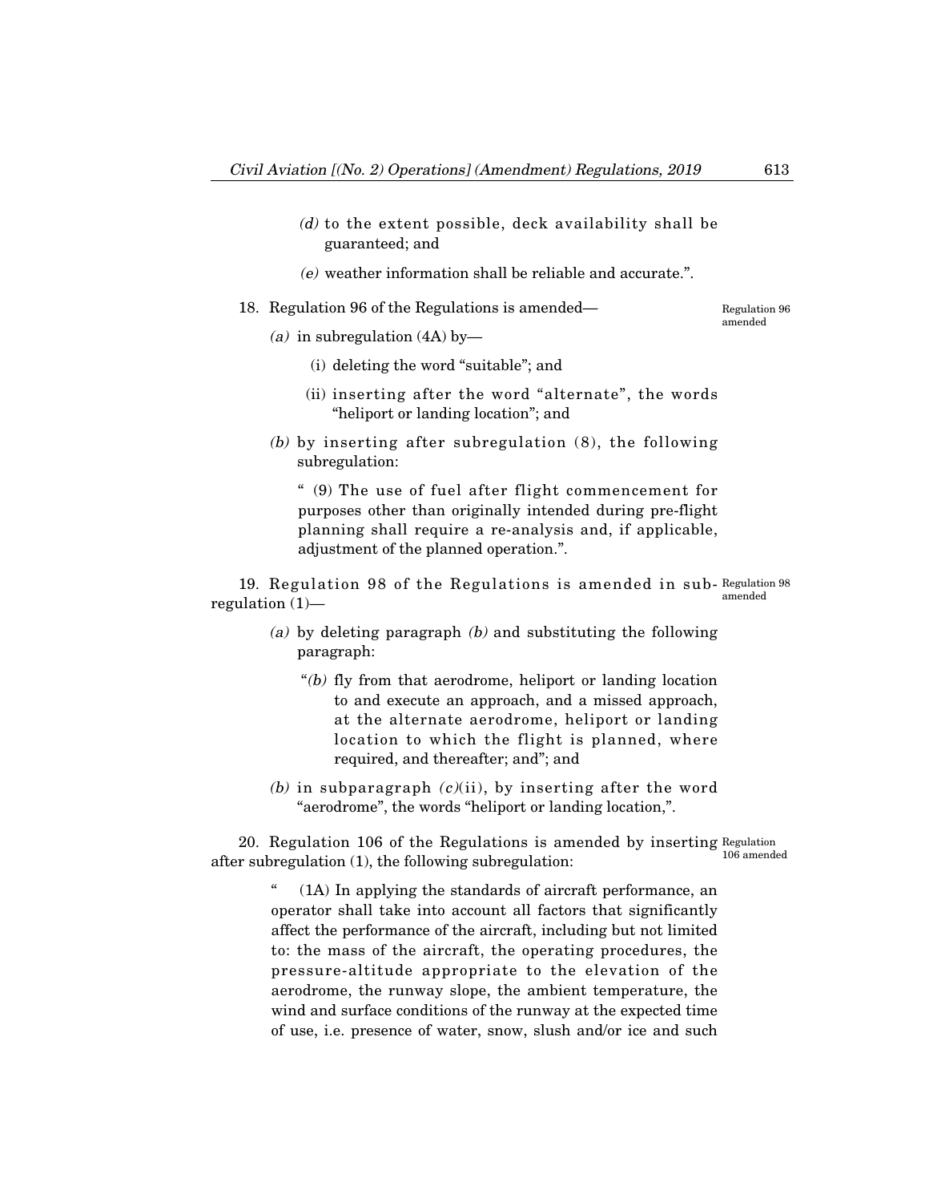*(d)* to the extent possible, deck availability shall be guaranteed; and

*(e)* weather information shall be reliable and accurate.".

18. Regulation 96 of the Regulations is amended— Regulation 96 amended

*(a)* in subregulation (4A) by—

(i) deleting the word "suitable"; and

(ii) inserting after the word "alternate", the words "heliport or landing location"; and

*(b)* by inserting after subregulation (8), the following subregulation:

" (9) The use of fuel after flight commencement for purposes other than originally intended during pre-flight planning shall require a re-analysis and, if applicable, adjustment of the planned operation.".

19. Regulation 98 of the Regulations is amended in sub-regulation (1)— Regulation 98 amended

*(a)* by deleting paragraph *(b)* and substituting the following paragraph:

"*(b)* fly from that aerodrome, heliport or landing location to and execute an approach, and a missed approach, at the alternate aerodrome, heliport or landing location to which the flight is planned, where required, and thereafter; and"; and

*(b)* in subparagraph *(c)*(ii), by inserting after the word "aerodrome", the words "heliport or landing location,".

20. Regulation 106 of the Regulations is amended by inserting after subregulation (1), the following subregulation: Regulation 106 amended

" (1A) In applying the standards of aircraft performance, an operator shall take into account all factors that significantly affect the performance of the aircraft, including but not limited to: the mass of the aircraft, the operating procedures, the pressure-altitude appropriate to the elevation of the aerodrome, the runway slope, the ambient temperature, the wind and surface conditions of the runway at the expected time of use, i.e. presence of water, snow, slush and/or ice and such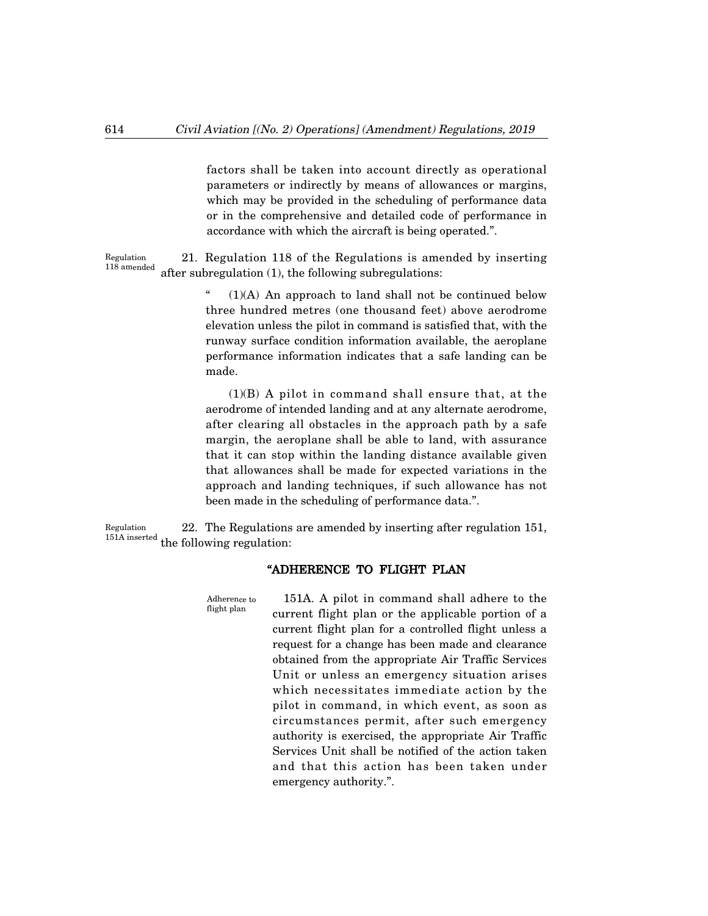factors shall be taken into account directly as operational parameters or indirectly by means of allowances or margins, which may be provided in the scheduling of performance data or in the comprehensive and detailed code of performance in accordance with which the aircraft is being operated.".

Regulation 118 amended

21. Regulation 118 of the Regulations is amended by inserting after subregulation (1), the following subregulations:

" (1)(A) An approach to land shall not be continued below three hundred metres (one thousand feet) above aerodrome elevation unless the pilot in command is satisfied that, with the runway surface condition information available, the aeroplane performance information indicates that a safe landing can be made.

(1)(B) A pilot in command shall ensure that, at the aerodrome of intended landing and at any alternate aerodrome, after clearing all obstacles in the approach path by a safe margin, the aeroplane shall be able to land, with assurance that it can stop within the landing distance available given that allowances shall be made for expected variations in the approach and landing techniques, if such allowance has not been made in the scheduling of performance data.".

Regulation 151A inserted

22. The Regulations are amended by inserting after regulation 151, the following regulation:

### "ADHERENCE TO FLIGHT PLAN

Adherence to flight plan

151A. A pilot in command shall adhere to the current flight plan or the applicable portion of a current flight plan for a controlled flight unless a request for a change has been made and clearance obtained from the appropriate Air Traffic Services Unit or unless an emergency situation arises which necessitates immediate action by the pilot in command, in which event, as soon as circumstances permit, after such emergency authority is exercised, the appropriate Air Traffic Services Unit shall be notified of the action taken and that this action has been taken under emergency authority.".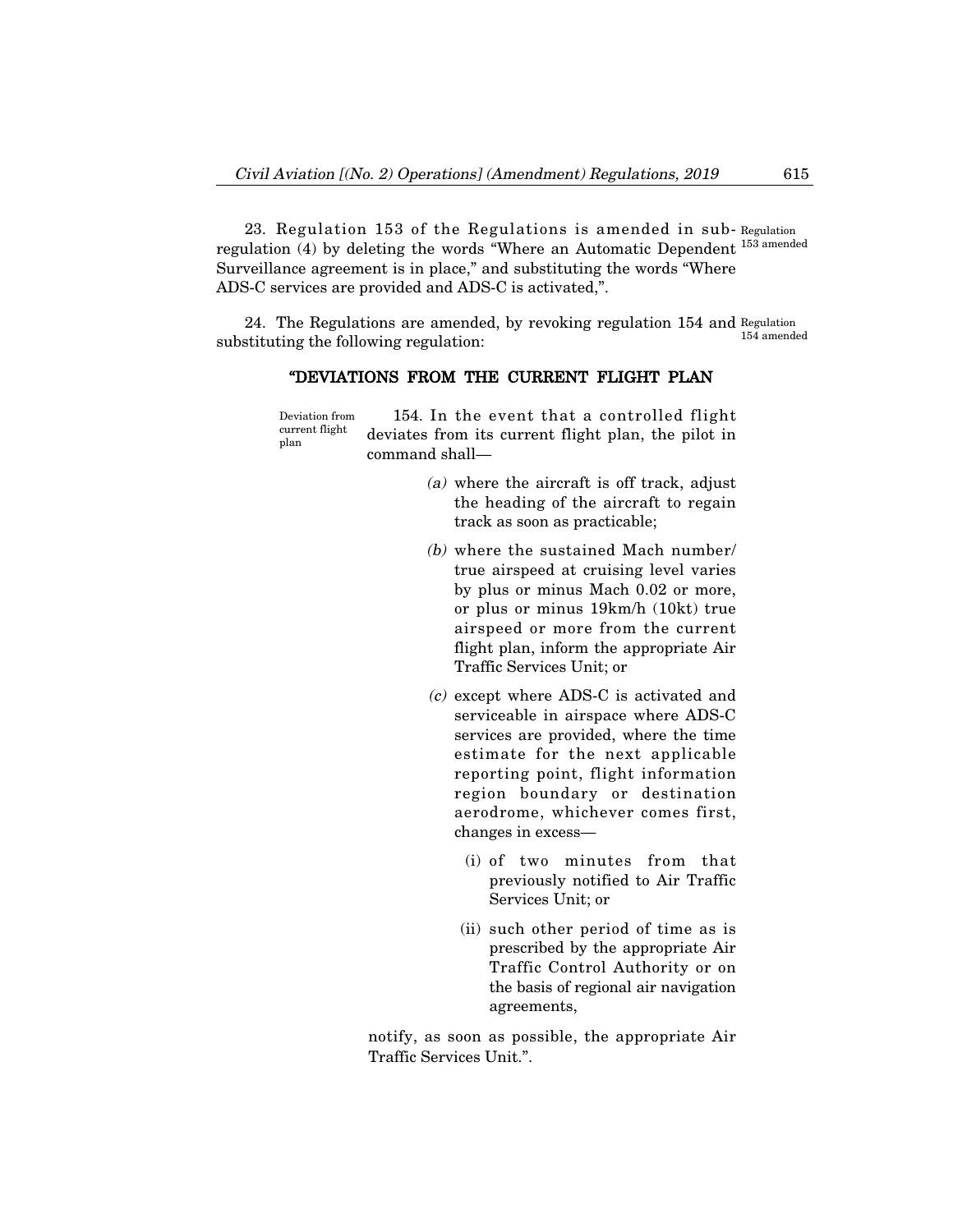23. Regulation 153 of the Regulations is amended in sub-regulation (4) by deleting the words "Where an Automatic Dependent Surveillance agreement is in place," and substituting the words "Where ADS-C services are provided and ADS-C is activated,". *Regulation 153 amended*

24. The Regulations are amended, by revoking regulation 154 and substituting the following regulation: *Regulation 154 amended*

### "DEVIATIONS FROM THE CURRENT FLIGHT PLAN

*Deviation from current flight plan*

154. In the event that a controlled flight deviates from its current flight plan, the pilot in command shall—

*(a)* where the aircraft is off track, adjust the heading of the aircraft to regain track as soon as practicable;

*(b)* where the sustained Mach number/ true airspeed at cruising level varies by plus or minus Mach 0.02 or more, or plus or minus 19km/h (10kt) true airspeed or more from the current flight plan, inform the appropriate Air Traffic Services Unit; or

*(c)* except where ADS-C is activated and serviceable in airspace where ADS-C services are provided, where the time estimate for the next applicable reporting point, flight information region boundary or destination aerodrome, whichever comes first, changes in excess—

(i) of two minutes from that previously notified to Air Traffic Services Unit; or

(ii) such other period of time as is prescribed by the appropriate Air Traffic Control Authority or on the basis of regional air navigation agreements,

notify, as soon as possible, the appropriate Air Traffic Services Unit.".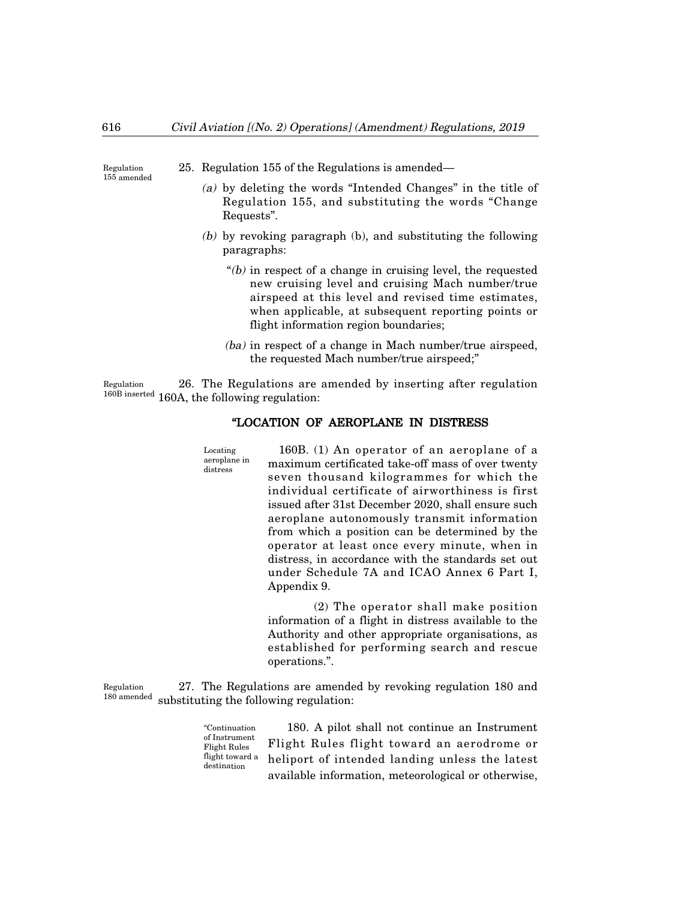Regulation 155 amended

25. Regulation 155 of the Regulations is amended—

*(a)* by deleting the words "Intended Changes" in the title of Regulation 155, and substituting the words "Change Requests".

*(b)* by revoking paragraph (b), and substituting the following paragraphs:

"*(b)* in respect of a change in cruising level, the requested new cruising level and cruising Mach number/true airspeed at this level and revised time estimates, when applicable, at subsequent reporting points or flight information region boundaries;

*(ba)* in respect of a change in Mach number/true airspeed, the requested Mach number/true airspeed;"

Regulation 160B inserted

26. The Regulations are amended by inserting after regulation 160A, the following regulation:

**"LOCATION OF AEROPLANE IN DISTRESS**

Locating aeroplane in distress

160B. (1) An operator of an aeroplane of a maximum certificated take-off mass of over twenty seven thousand kilogrammes for which the individual certificate of airworthiness is first issued after 31st December 2020, shall ensure such aeroplane autonomously transmit information from which a position can be determined by the operator at least once every minute, when in distress, in accordance with the standards set out under Schedule 7A and ICAO Annex 6 Part I, Appendix 9.

(2) The operator shall make position information of a flight in distress available to the Authority and other appropriate organisations, as established for performing search and rescue operations.".

Regulation 180 amended

27. The Regulations are amended by revoking regulation 180 and substituting the following regulation:

"Continuation of Instrument Flight Rules flight toward a destination

180. A pilot shall not continue an Instrument Flight Rules flight toward an aerodrome or heliport of intended landing unless the latest available information, meteorological or otherwise,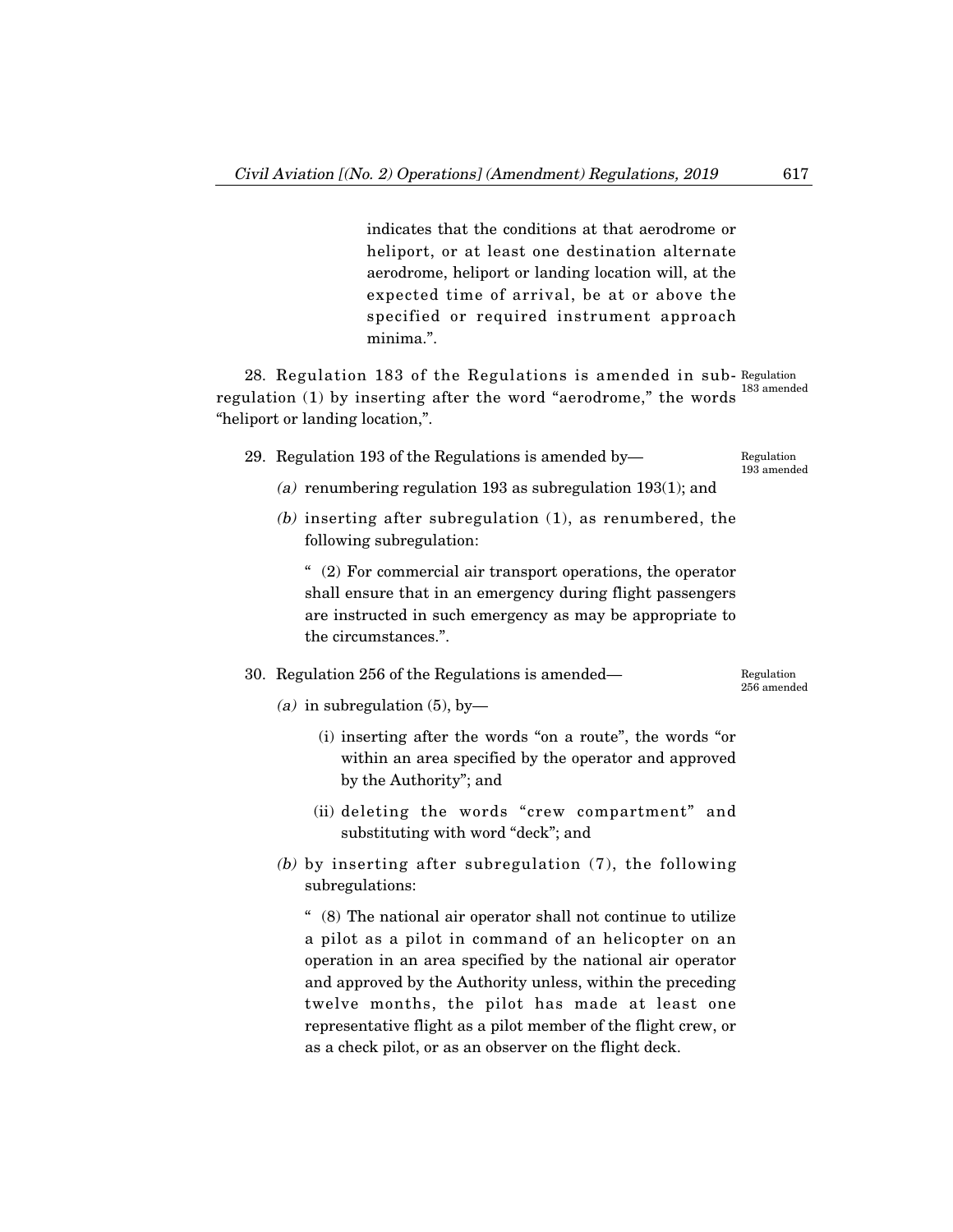indicates that the conditions at that aerodrome or heliport, or at least one destination alternate aerodrome, heliport or landing location will, at the expected time of arrival, be at or above the specified or required instrument approach minima.".

28. Regulation 183 of the Regulations is amended in subregulation (1) by inserting after the word "aerodrome," the words "heliport or landing location,".

Regulation 183 amended

29. Regulation 193 of the Regulations is amended by—

Regulation 193 amended

*(a)* renumbering regulation 193 as subregulation 193(1); and

*(b)* inserting after subregulation (1), as renumbered, the following subregulation:

" (2) For commercial air transport operations, the operator shall ensure that in an emergency during flight passengers are instructed in such emergency as may be appropriate to the circumstances.".

30. Regulation 256 of the Regulations is amended—

Regulation 256 amended

*(a)* in subregulation (5), by—

(i) inserting after the words "on a route", the words "or within an area specified by the operator and approved by the Authority"; and

(ii) deleting the words "crew compartment" and substituting with word "deck"; and

*(b)* by inserting after subregulation (7), the following subregulations:

" (8) The national air operator shall not continue to utilize a pilot as a pilot in command of an helicopter on an operation in an area specified by the national air operator and approved by the Authority unless, within the preceding twelve months, the pilot has made at least one representative flight as a pilot member of the flight crew, or as a check pilot, or as an observer on the flight deck.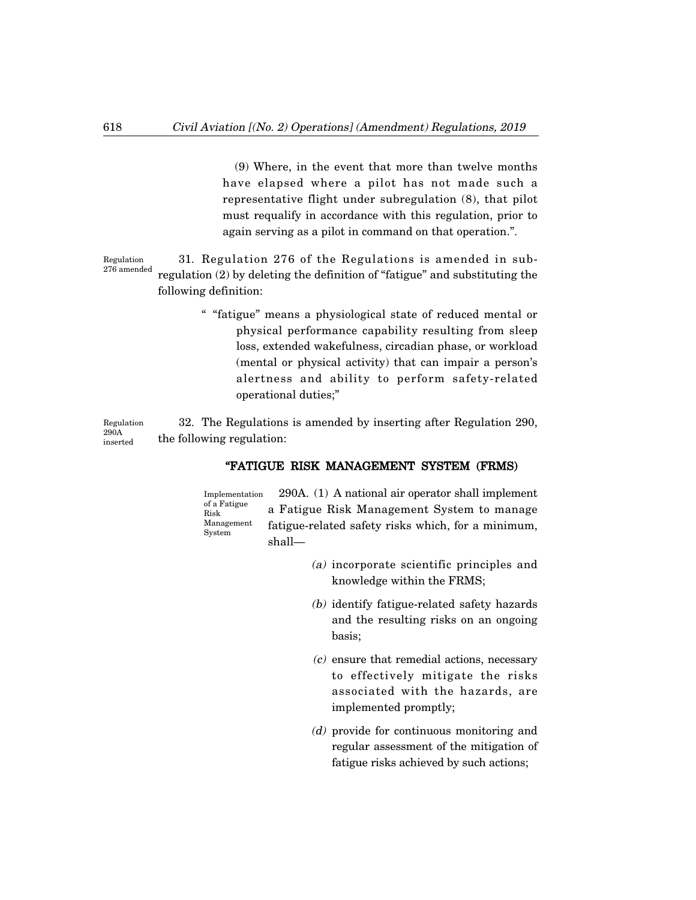(9) Where, in the event that more than twelve months have elapsed where a pilot has not made such a representative flight under subregulation (8), that pilot must requalify in accordance with this regulation, prior to again serving as a pilot in command on that operation.".

Regulation 276 amended

31. Regulation 276 of the Regulations is amended in sub-regulation (2) by deleting the definition of "fatigue" and substituting the following definition:

" "fatigue" means a physiological state of reduced mental or physical performance capability resulting from sleep loss, extended wakefulness, circadian phase, or workload (mental or physical activity) that can impair a person's alertness and ability to perform safety-related operational duties;"

Regulation 290A inserted

32. The Regulations is amended by inserting after Regulation 290, the following regulation:

**"FATIGUE RISK MANAGEMENT SYSTEM (FRMS)**

Implementation of a Fatigue Risk Management System

290A. (1) A national air operator shall implement a Fatigue Risk Management System to manage fatigue-related safety risks which, for a minimum, shall—

*(a)* incorporate scientific principles and knowledge within the FRMS;

*(b)* identify fatigue-related safety hazards and the resulting risks on an ongoing basis;

*(c)* ensure that remedial actions, necessary to effectively mitigate the risks associated with the hazards, are implemented promptly;

*(d)* provide for continuous monitoring and regular assessment of the mitigation of fatigue risks achieved by such actions;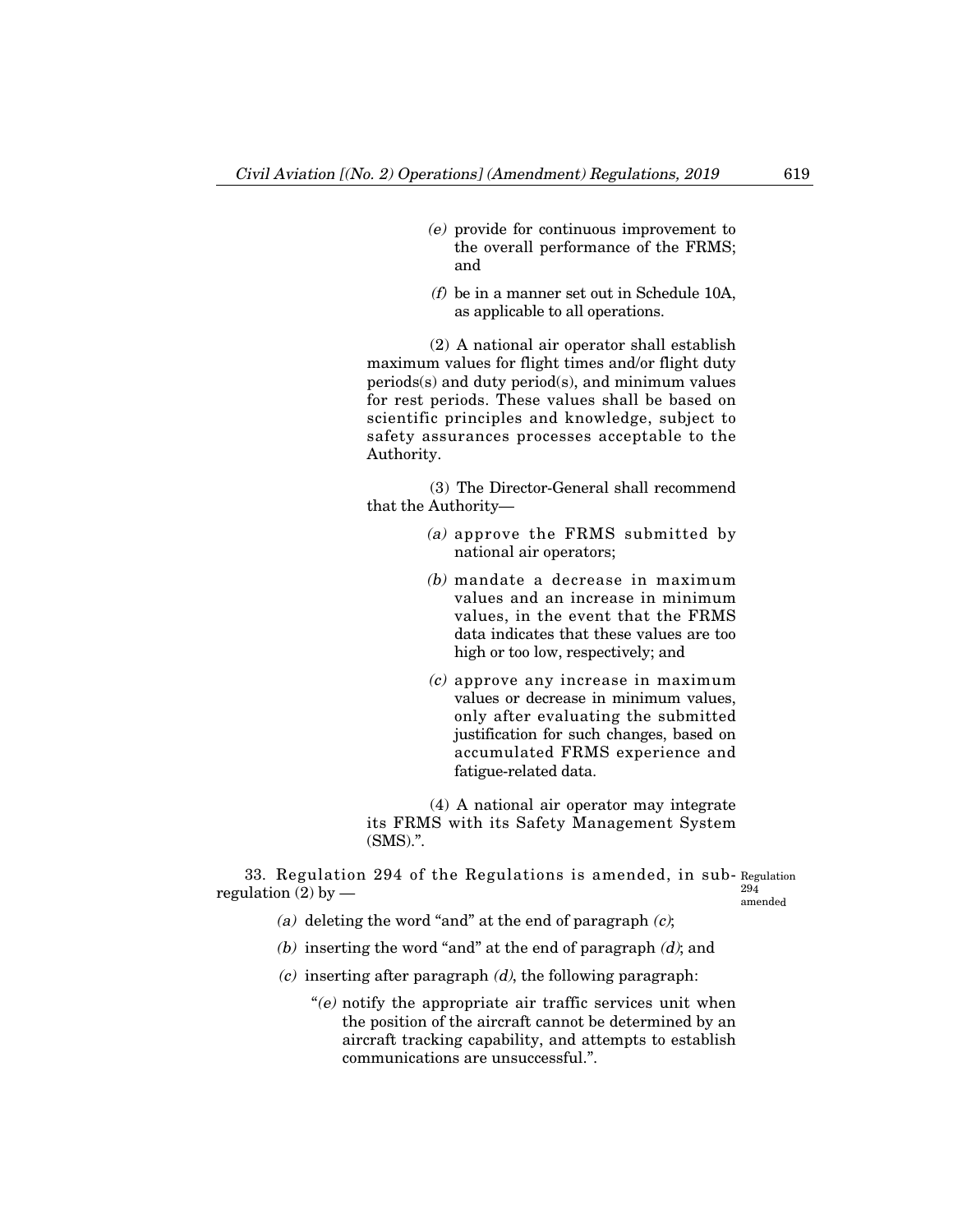(e) provide for continuous improvement to the overall performance of the FRMS; and

(f) be in a manner set out in Schedule 10A, as applicable to all operations.

(2) A national air operator shall establish maximum values for flight times and/or flight duty periods(s) and duty period(s), and minimum values for rest periods. These values shall be based on scientific principles and knowledge, subject to safety assurances processes acceptable to the Authority.

(3) The Director-General shall recommend that the Authority—

(a) approve the FRMS submitted by national air operators;

(b) mandate a decrease in maximum values and an increase in minimum values, in the event that the FRMS data indicates that these values are too high or too low, respectively; and

(c) approve any increase in maximum values or decrease in minimum values, only after evaluating the submitted justification for such changes, based on accumulated FRMS experience and fatigue-related data.

(4) A national air operator may integrate its FRMS with its Safety Management System (SMS).".

Regulation 294 amended

33. Regulation 294 of the Regulations is amended, in sub-regulation (2) by —

(a) deleting the word "and" at the end of paragraph *(c)*;

(b) inserting the word "and" at the end of paragraph *(d)*; and

(c) inserting after paragraph *(d)*, the following paragraph:

"(e) notify the appropriate air traffic services unit when the position of the aircraft cannot be determined by an aircraft tracking capability, and attempts to establish communications are unsuccessful.".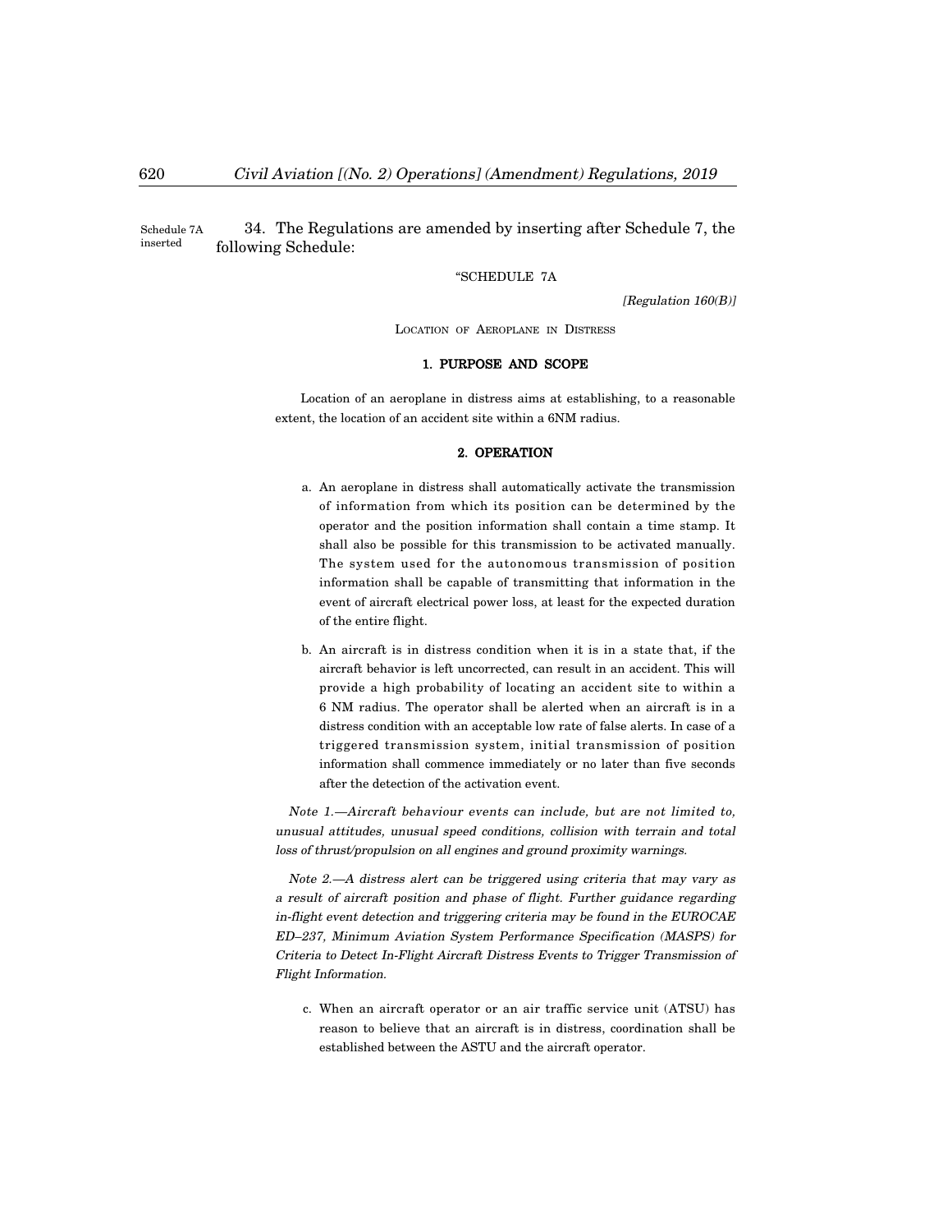Schedule 7A inserted

34. The Regulations are amended by inserting after Schedule 7, the following Schedule:

"SCHEDULE 7A

*[Regulation 160(B)]*

LOCATION OF AEROPLANE IN DISTRESS

**1. PURPOSE AND SCOPE**

Location of an aeroplane in distress aims at establishing, to a reasonable extent, the location of an accident site within a 6NM radius.

**2. OPERATION**

a. An aeroplane in distress shall automatically activate the transmission of information from which its position can be determined by the operator and the position information shall contain a time stamp. It shall also be possible for this transmission to be activated manually. The system used for the autonomous transmission of position information shall be capable of transmitting that information in the event of aircraft electrical power loss, at least for the expected duration of the entire flight.

b. An aircraft is in distress condition when it is in a state that, if the aircraft behavior is left uncorrected, can result in an accident. This will provide a high probability of locating an accident site to within a 6 NM radius. The operator shall be alerted when an aircraft is in a distress condition with an acceptable low rate of false alerts. In case of a triggered transmission system, initial transmission of position information shall commence immediately or no later than five seconds after the detection of the activation event.

*Note 1.—Aircraft behaviour events can include, but are not limited to, unusual attitudes, unusual speed conditions, collision with terrain and total loss of thrust/propulsion on all engines and ground proximity warnings.*

*Note 2.—A distress alert can be triggered using criteria that may vary as a result of aircraft position and phase of flight. Further guidance regarding in-flight event detection and triggering criteria may be found in the EUROCAE ED–237, Minimum Aviation System Performance Specification (MASPS) for Criteria to Detect In-Flight Aircraft Distress Events to Trigger Transmission of Flight Information.*

c. When an aircraft operator or an air traffic service unit (ATSU) has reason to believe that an aircraft is in distress, coordination shall be established between the ASTU and the aircraft operator.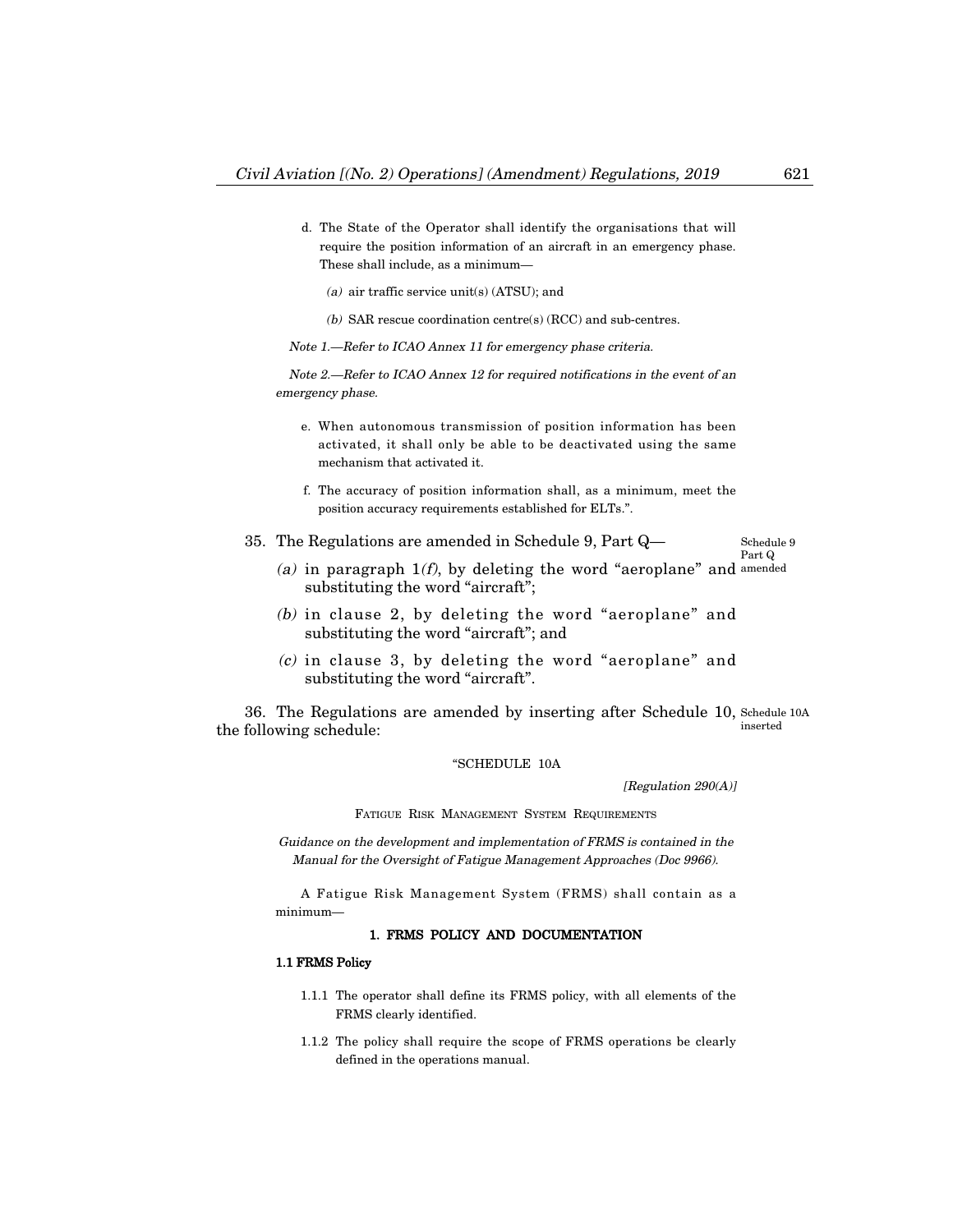d. The State of the Operator shall identify the organisations that will require the position information of an aircraft in an emergency phase. These shall include, as a minimum—

*(a)* air traffic service unit(s) (ATSU); and

*(b)* SAR rescue coordination centre(s) (RCC) and sub-centres.

*Note 1.—Refer to ICAO Annex 11 for emergency phase criteria.*

*Note 2.—Refer to ICAO Annex 12 for required notifications in the event of an emergency phase.*

e. When autonomous transmission of position information has been activated, it shall only be able to be deactivated using the same mechanism that activated it.

f. The accuracy of position information shall, as a minimum, meet the position accuracy requirements established for ELTs.".

35. The Regulations are amended in Schedule 9, Part Q— *(Schedule 9 Part Q amended)*

*(a)* in paragraph 1*(f)*, by deleting the word "aeroplane" and substituting the word "aircraft";

*(b)* in clause 2, by deleting the word "aeroplane" and substituting the word "aircraft"; and

*(c)* in clause 3, by deleting the word "aeroplane" and substituting the word "aircraft".

36. The Regulations are amended by inserting after Schedule 10, the following schedule: *(Schedule 10A inserted)*

"SCHEDULE 10A

*[Regulation 290(A)]*

FATIGUE RISK MANAGEMENT SYSTEM REQUIREMENTS

*Guidance on the development and implementation of FRMS is contained in the Manual for the Oversight of Fatigue Management Approaches (Doc 9966).*

A Fatigue Risk Management System (FRMS) shall contain as a minimum—

**1. FRMS POLICY AND DOCUMENTATION**

**1.1 FRMS Policy**

1.1.1 The operator shall define its FRMS policy, with all elements of the FRMS clearly identified.

1.1.2 The policy shall require the scope of FRMS operations be clearly defined in the operations manual.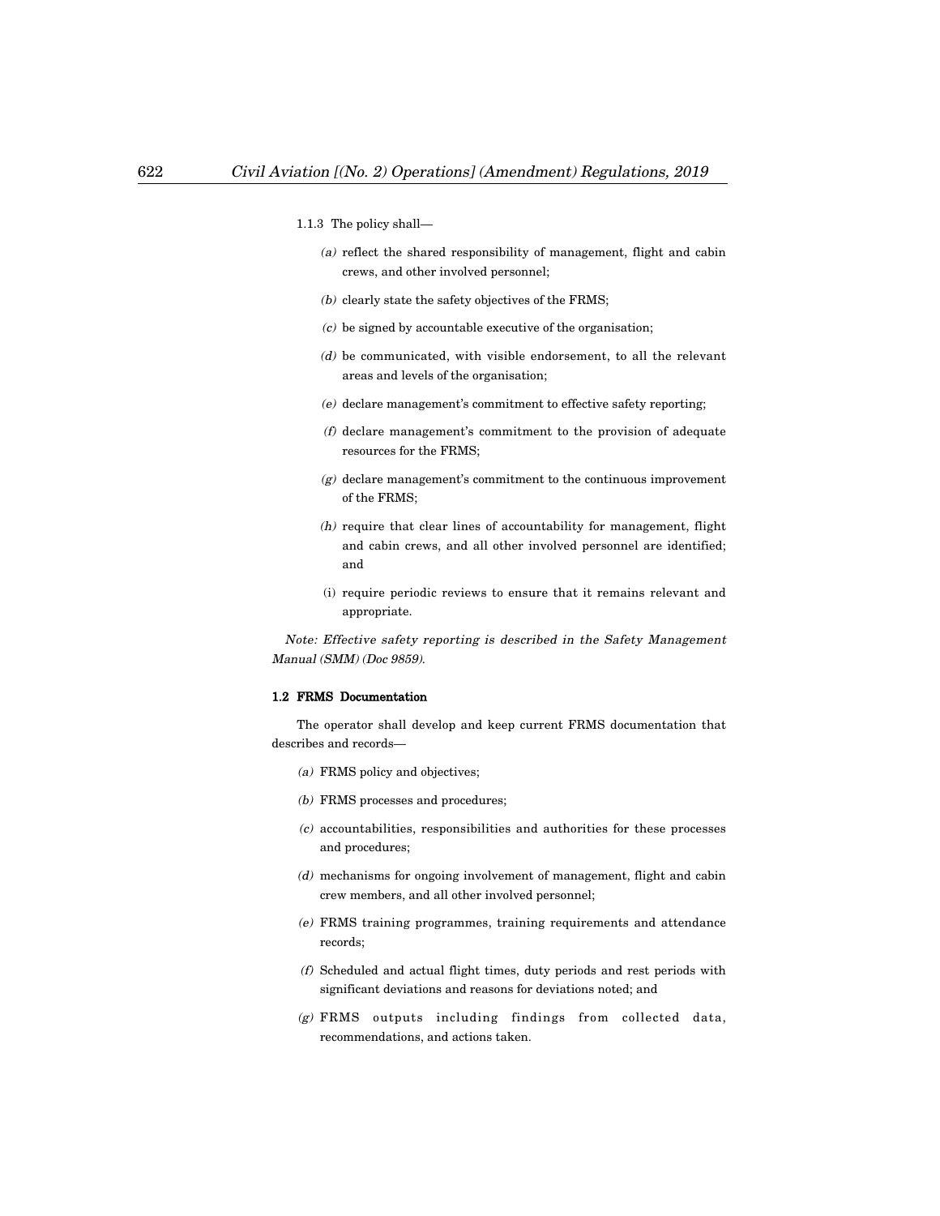1.1.3 The policy shall—

*(a)* reflect the shared responsibility of management, flight and cabin crews, and other involved personnel;

*(b)* clearly state the safety objectives of the FRMS;

*(c)* be signed by accountable executive of the organisation;

*(d)* be communicated, with visible endorsement, to all the relevant areas and levels of the organisation;

*(e)* declare management's commitment to effective safety reporting;

*(f)* declare management's commitment to the provision of adequate resources for the FRMS;

*(g)* declare management's commitment to the continuous improvement of the FRMS;

*(h)* require that clear lines of accountability for management, flight and cabin crews, and all other involved personnel are identified; and

(i) require periodic reviews to ensure that it remains relevant and appropriate.

*Note: Effective safety reporting is described in the Safety Management Manual (SMM) (Doc 9859).*

**1.2 FRMS Documentation**

The operator shall develop and keep current FRMS documentation that describes and records—

*(a)* FRMS policy and objectives;

*(b)* FRMS processes and procedures;

*(c)* accountabilities, responsibilities and authorities for these processes and procedures;

*(d)* mechanisms for ongoing involvement of management, flight and cabin crew members, and all other involved personnel;

*(e)* FRMS training programmes, training requirements and attendance records;

*(f)* Scheduled and actual flight times, duty periods and rest periods with significant deviations and reasons for deviations noted; and

*(g)* FRMS outputs including findings from collected data, recommendations, and actions taken.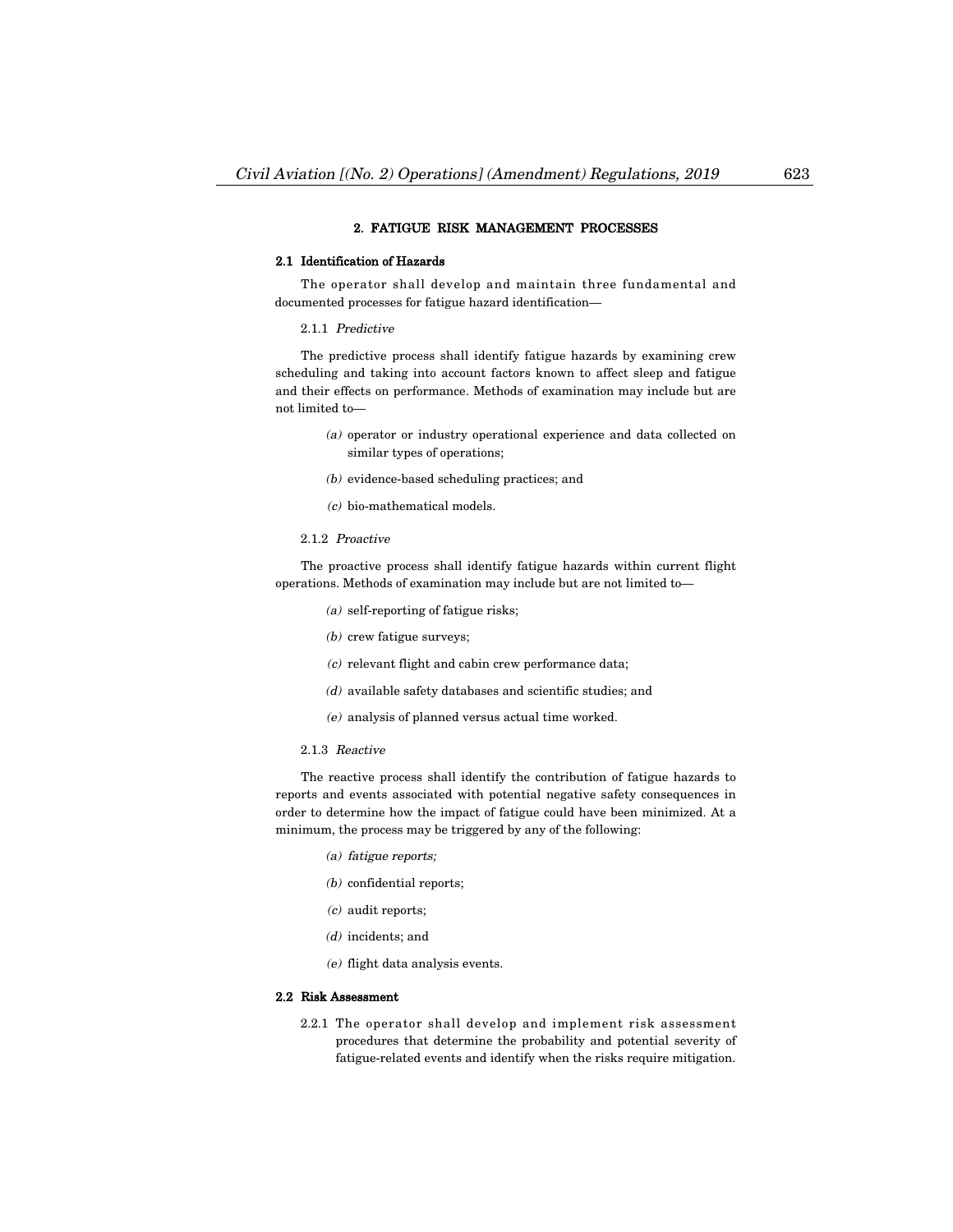## 2. FATIGUE RISK MANAGEMENT PROCESSES

### 2.1 Identification of Hazards

The operator shall develop and maintain three fundamental and documented processes for fatigue hazard identification—

2.1.1 *Predictive*

The predictive process shall identify fatigue hazards by examining crew scheduling and taking into account factors known to affect sleep and fatigue and their effects on performance. Methods of examination may include but are not limited to—

*(a)* operator or industry operational experience and data collected on similar types of operations;

*(b)* evidence-based scheduling practices; and

*(c)* bio-mathematical models.

2.1.2 *Proactive*

The proactive process shall identify fatigue hazards within current flight operations. Methods of examination may include but are not limited to—

*(a)* self-reporting of fatigue risks;

*(b)* crew fatigue surveys;

*(c)* relevant flight and cabin crew performance data;

*(d)* available safety databases and scientific studies; and

*(e)* analysis of planned versus actual time worked.

2.1.3 *Reactive*

The reactive process shall identify the contribution of fatigue hazards to reports and events associated with potential negative safety consequences in order to determine how the impact of fatigue could have been minimized. At a minimum, the process may be triggered by any of the following:

*(a) fatigue reports;*

*(b)* confidential reports;

*(c)* audit reports;

*(d)* incidents; and

*(e)* flight data analysis events.

### 2.2 Risk Assessment

2.2.1 The operator shall develop and implement risk assessment procedures that determine the probability and potential severity of fatigue-related events and identify when the risks require mitigation.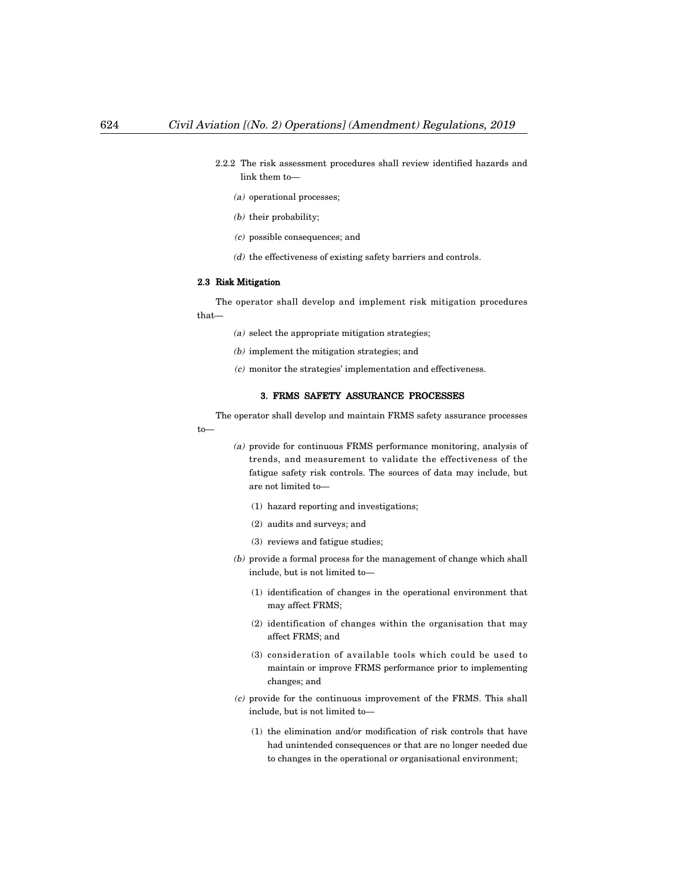2.2.2 The risk assessment procedures shall review identified hazards and link them to—

*(a)* operational processes;

*(b)* their probability;

*(c)* possible consequences; and

*(d)* the effectiveness of existing safety barriers and controls.

**2.3 Risk Mitigation**

The operator shall develop and implement risk mitigation procedures that—

*(a)* select the appropriate mitigation strategies;

*(b)* implement the mitigation strategies; and

*(c)* monitor the strategies' implementation and effectiveness.

### 3. FRMS SAFETY ASSURANCE PROCESSES

The operator shall develop and maintain FRMS safety assurance processes to—

*(a)* provide for continuous FRMS performance monitoring, analysis of trends, and measurement to validate the effectiveness of the fatigue safety risk controls. The sources of data may include, but are not limited to—

(1) hazard reporting and investigations;

(2) audits and surveys; and

(3) reviews and fatigue studies;

*(b)* provide a formal process for the management of change which shall include, but is not limited to—

(1) identification of changes in the operational environment that may affect FRMS;

(2) identification of changes within the organisation that may affect FRMS; and

(3) consideration of available tools which could be used to maintain or improve FRMS performance prior to implementing changes; and

*(c)* provide for the continuous improvement of the FRMS. This shall include, but is not limited to—

(1) the elimination and/or modification of risk controls that have had unintended consequences or that are no longer needed due to changes in the operational or organisational environment;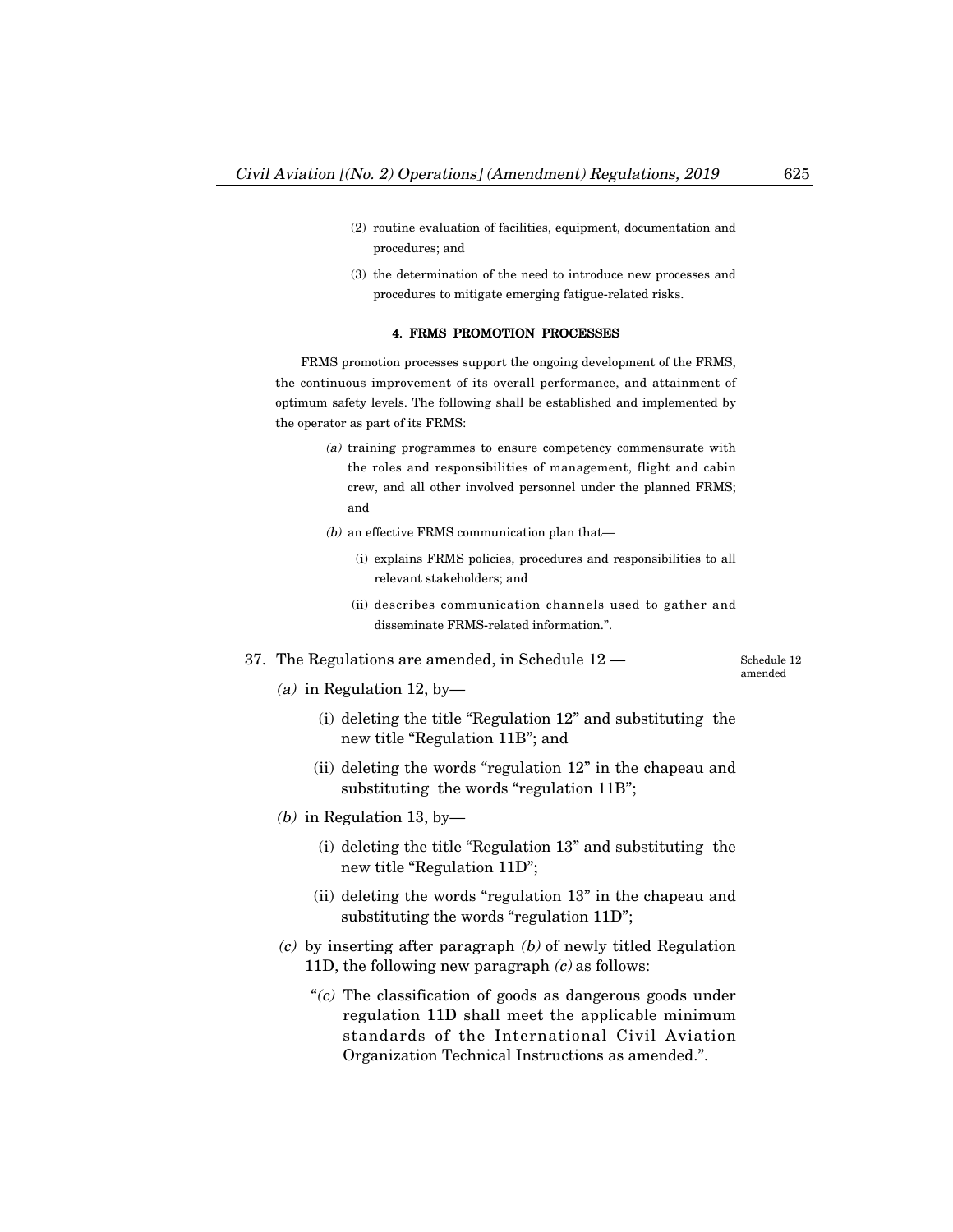(2) routine evaluation of facilities, equipment, documentation and procedures; and

(3) the determination of the need to introduce new processes and procedures to mitigate emerging fatigue-related risks.

#### 4. FRMS PROMOTION PROCESSES

FRMS promotion processes support the ongoing development of the FRMS, the continuous improvement of its overall performance, and attainment of optimum safety levels. The following shall be established and implemented by the operator as part of its FRMS:

*(a)* training programmes to ensure competency commensurate with the roles and responsibilities of management, flight and cabin crew, and all other involved personnel under the planned FRMS; and

*(b)* an effective FRMS communication plan that—

(i) explains FRMS policies, procedures and responsibilities to all relevant stakeholders; and

(ii) describes communication channels used to gather and disseminate FRMS-related information.".

37. The Regulations are amended, in Schedule 12 —

Schedule 12 amended

*(a)* in Regulation 12, by—

(i) deleting the title "Regulation 12" and substituting the new title "Regulation 11B"; and

(ii) deleting the words "regulation 12" in the chapeau and substituting the words "regulation 11B";

*(b)* in Regulation 13, by—

(i) deleting the title "Regulation 13" and substituting the new title "Regulation 11D";

(ii) deleting the words "regulation 13" in the chapeau and substituting the words "regulation 11D";

*(c)* by inserting after paragraph *(b)* of newly titled Regulation 11D, the following new paragraph *(c)* as follows:

"*(c)* The classification of goods as dangerous goods under regulation 11D shall meet the applicable minimum standards of the International Civil Aviation Organization Technical Instructions as amended.".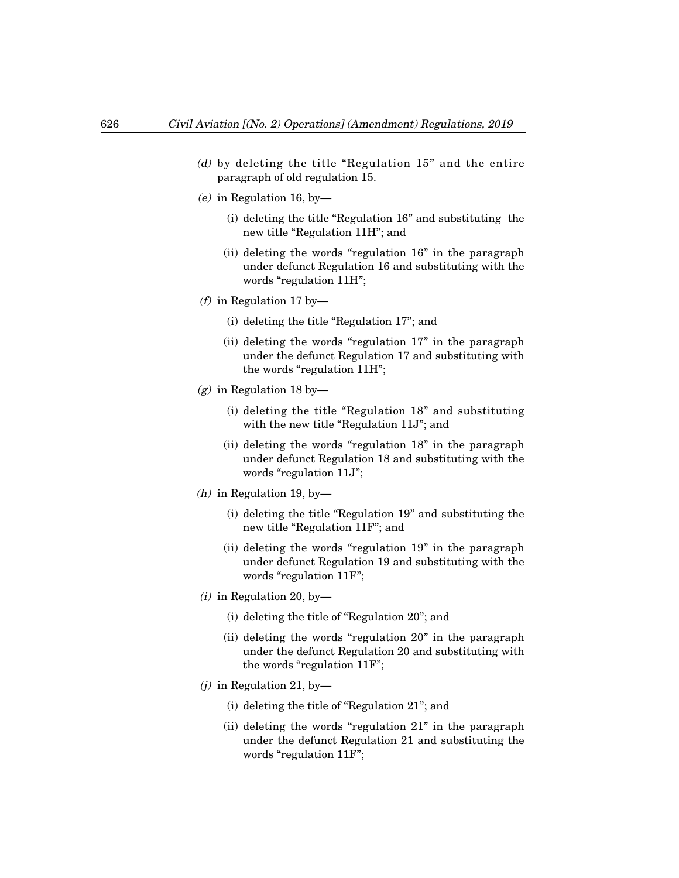*(d)* by deleting the title "Regulation 15" and the entire paragraph of old regulation 15.

*(e)* in Regulation 16, by—

   (i) deleting the title "Regulation 16" and substituting the new title "Regulation 11H"; and

   (ii) deleting the words "regulation 16" in the paragraph under defunct Regulation 16 and substituting with the words "regulation 11H";

*(f)* in Regulation 17 by—

   (i) deleting the title "Regulation 17"; and

   (ii) deleting the words "regulation 17" in the paragraph under the defunct Regulation 17 and substituting with the words "regulation 11H";

*(g)* in Regulation 18 by—

   (i) deleting the title "Regulation 18" and substituting with the new title "Regulation 11J"; and

   (ii) deleting the words "regulation 18" in the paragraph under defunct Regulation 18 and substituting with the words "regulation 11J";

*(h)* in Regulation 19, by—

   (i) deleting the title "Regulation 19" and substituting the new title "Regulation 11F"; and

   (ii) deleting the words "regulation 19" in the paragraph under defunct Regulation 19 and substituting with the words "regulation 11F";

*(i)* in Regulation 20, by—

   (i) deleting the title of "Regulation 20"; and

   (ii) deleting the words "regulation 20" in the paragraph under the defunct Regulation 20 and substituting with the words "regulation 11F";

*(j)* in Regulation 21, by—

   (i) deleting the title of "Regulation 21"; and

   (ii) deleting the words "regulation 21" in the paragraph under the defunct Regulation 21 and substituting the words "regulation 11F";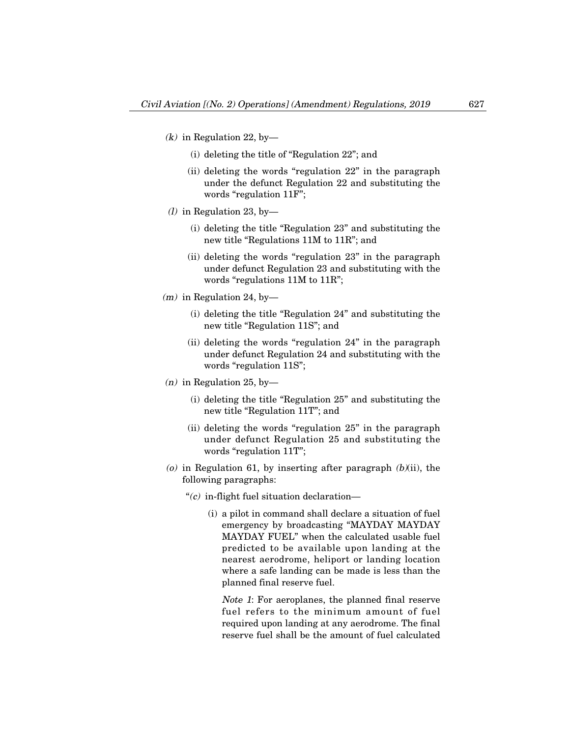(*k*) in Regulation 22, by—

(i) deleting the title of "Regulation 22"; and

(ii) deleting the words "regulation 22" in the paragraph under the defunct Regulation 22 and substituting the words "regulation 11F";

(*l*) in Regulation 23, by—

(i) deleting the title "Regulation 23" and substituting the new title "Regulations 11M to 11R"; and

(ii) deleting the words "regulation 23" in the paragraph under defunct Regulation 23 and substituting with the words "regulations 11M to 11R";

(*m*) in Regulation 24, by—

(i) deleting the title "Regulation 24" and substituting the new title "Regulation 11S"; and

(ii) deleting the words "regulation 24" in the paragraph under defunct Regulation 24 and substituting with the words "regulation 11S";

(*n*) in Regulation 25, by—

(i) deleting the title "Regulation 25" and substituting the new title "Regulation 11T"; and

(ii) deleting the words "regulation 25" in the paragraph under defunct Regulation 25 and substituting the words "regulation 11T";

(*o*) in Regulation 61, by inserting after paragraph (*b*)(ii), the following paragraphs:

"(*c*) in-flight fuel situation declaration—

(i) a pilot in command shall declare a situation of fuel emergency by broadcasting "MAYDAY MAYDAY MAYDAY FUEL" when the calculated usable fuel predicted to be available upon landing at the nearest aerodrome, heliport or landing location where a safe landing can be made is less than the planned final reserve fuel.

*Note 1*: For aeroplanes, the planned final reserve fuel refers to the minimum amount of fuel required upon landing at any aerodrome. The final reserve fuel shall be the amount of fuel calculated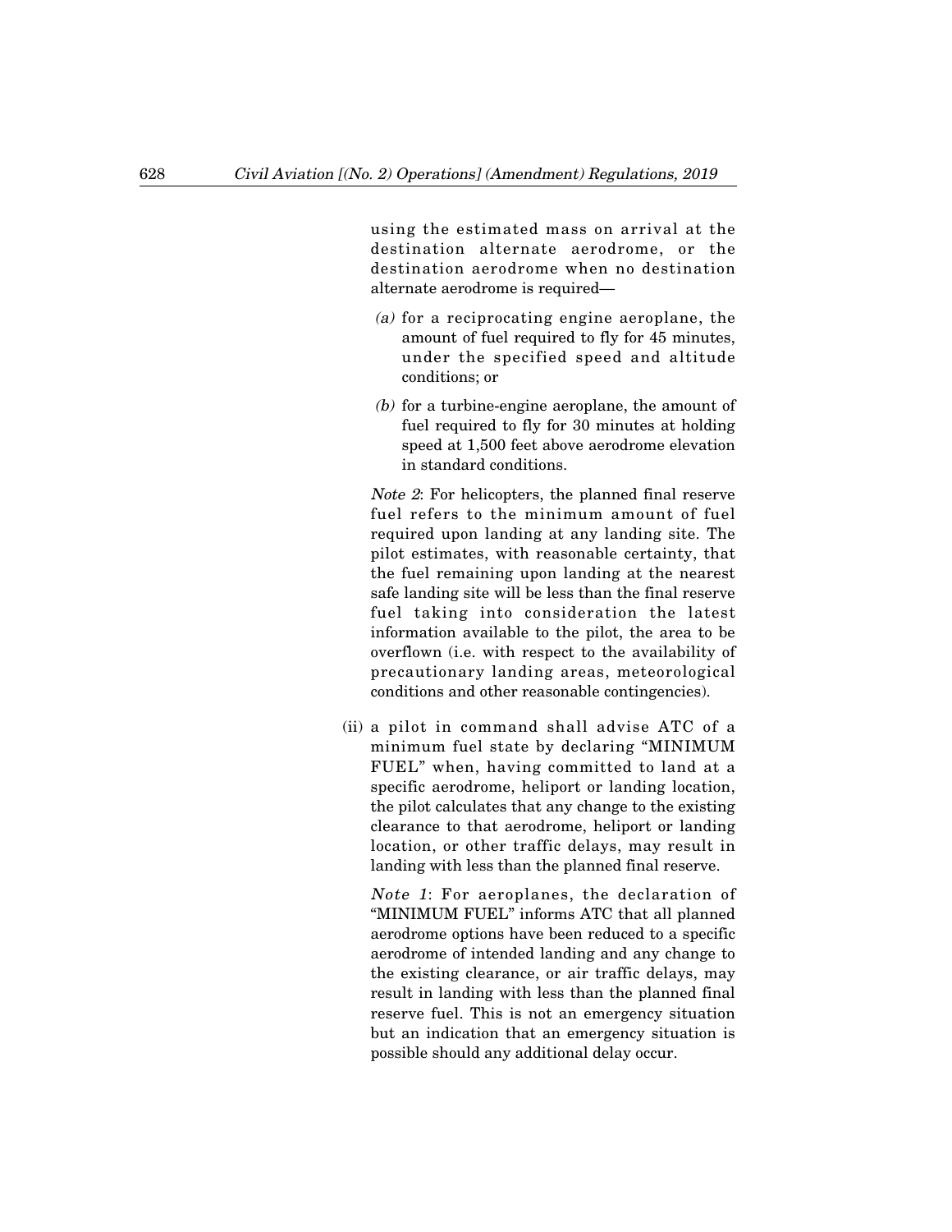using the estimated mass on arrival at the destination alternate aerodrome, or the destination aerodrome when no destination alternate aerodrome is required—

*(a)* for a reciprocating engine aeroplane, the amount of fuel required to fly for 45 minutes, under the specified speed and altitude conditions; or

*(b)* for a turbine-engine aeroplane, the amount of fuel required to fly for 30 minutes at holding speed at 1,500 feet above aerodrome elevation in standard conditions.

*Note 2*: For helicopters, the planned final reserve fuel refers to the minimum amount of fuel required upon landing at any landing site. The pilot estimates, with reasonable certainty, that the fuel remaining upon landing at the nearest safe landing site will be less than the final reserve fuel taking into consideration the latest information available to the pilot, the area to be overflown (i.e. with respect to the availability of precautionary landing areas, meteorological conditions and other reasonable contingencies).

(ii) a pilot in command shall advise ATC of a minimum fuel state by declaring "MINIMUM FUEL" when, having committed to land at a specific aerodrome, heliport or landing location, the pilot calculates that any change to the existing clearance to that aerodrome, heliport or landing location, or other traffic delays, may result in landing with less than the planned final reserve.

*Note 1*: For aeroplanes, the declaration of "MINIMUM FUEL" informs ATC that all planned aerodrome options have been reduced to a specific aerodrome of intended landing and any change to the existing clearance, or air traffic delays, may result in landing with less than the planned final reserve fuel. This is not an emergency situation but an indication that an emergency situation is possible should any additional delay occur.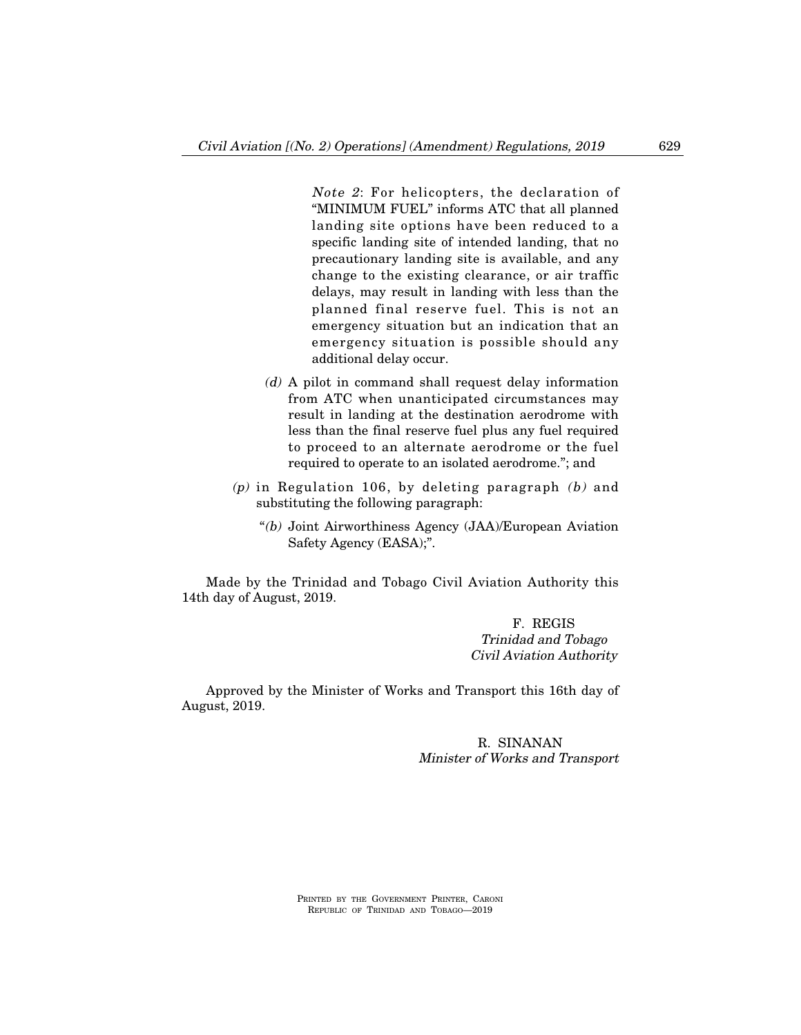*Note 2*: For helicopters, the declaration of "MINIMUM FUEL" informs ATC that all planned landing site options have been reduced to a specific landing site of intended landing, that no precautionary landing site is available, and any change to the existing clearance, or air traffic delays, may result in landing with less than the planned final reserve fuel. This is not an emergency situation but an indication that an emergency situation is possible should any additional delay occur.

*(d)* A pilot in command shall request delay information from ATC when unanticipated circumstances may result in landing at the destination aerodrome with less than the final reserve fuel plus any fuel required to proceed to an alternate aerodrome or the fuel required to operate to an isolated aerodrome."; and

*(p)* in Regulation 106, by deleting paragraph *(b)* and substituting the following paragraph:

"*(b)* Joint Airworthiness Agency (JAA)/European Aviation Safety Agency (EASA);".

Made by the Trinidad and Tobago Civil Aviation Authority this 14th day of August, 2019.

F. REGIS
*Trinidad and Tobago*
*Civil Aviation Authority*

Approved by the Minister of Works and Transport this 16th day of August, 2019.

R. SINANAN
*Minister of Works and Transport*

PRINTED BY THE GOVERNMENT PRINTER, CARONI
REPUBLIC OF TRINIDAD AND TOBAGO—2019